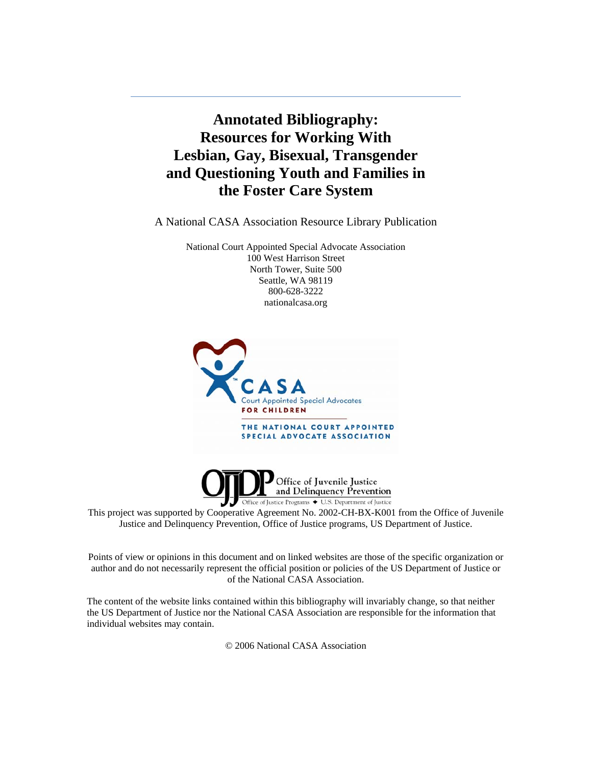# Annotated Bibliography: Resources for Working With Lesbian, Gay, Bisexual, Transgender and Questioning Youth and Families in the Foster Care System

A National CASA Association Resource Library Publication

National Court Appointed Special Advocate Association
100 West Harrison Street
North Tower, Suite 500
Seattle, WA 98119
800-628-3222
nationalcasa.org

This project was supported by Cooperative Agreement No. 2002-CH-BX-K001 from the Office of Juvenile Justice and Delinquency Prevention, Office of Justice programs, US Department of Justice.

Points of view or opinions in this document and on linked websites are those of the specific organization or author and do not necessarily represent the official position or policies of the US Department of Justice or of the National CASA Association.

The content of the website links contained within this bibliography will invariably change, so that neither the US Department of Justice nor the National CASA Association are responsible for the information that individual websites may contain.

© 2006 National CASA Association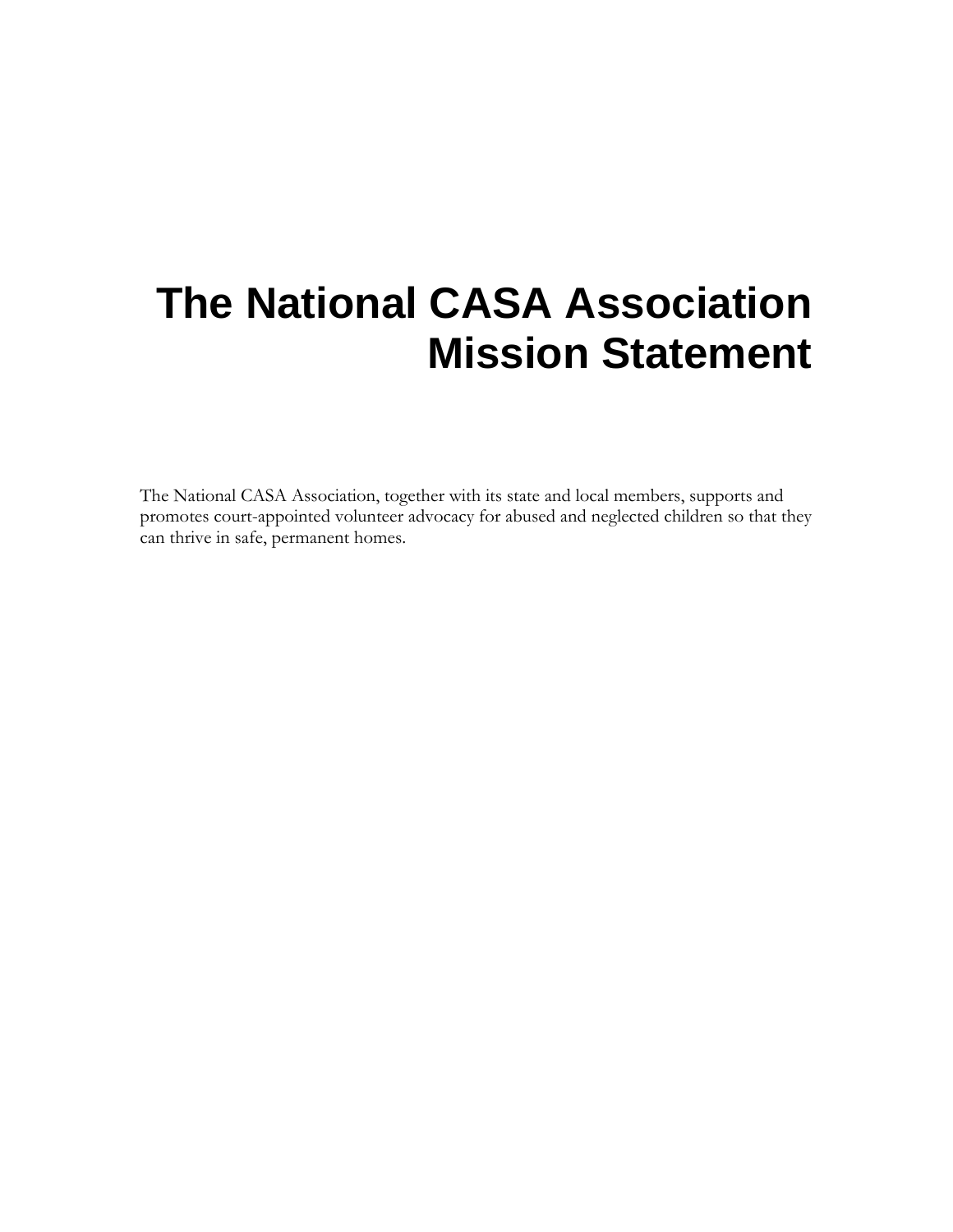# The National CASA Association Mission Statement

The National CASA Association, together with its state and local members, supports and promotes court-appointed volunteer advocacy for abused and neglected children so that they can thrive in safe, permanent homes.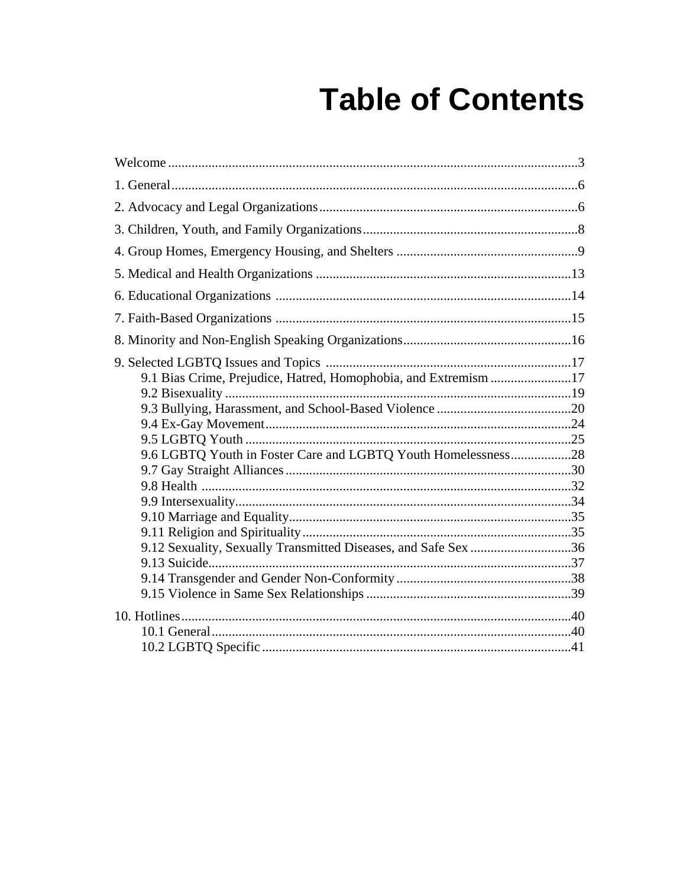# Table of Contents

Welcome ....................................................................................................................3

1. General....................................................................................................................6

2. Advocacy and Legal Organizations............................................................................6

3. Children, Youth, and Family Organizations................................................................8

4. Group Homes, Emergency Housing, and Shelters ......................................................9

5. Medical and Health Organizations ...........................................................................13

6. Educational Organizations .......................................................................................14

7. Faith-Based Organizations .......................................................................................15

8. Minority and Non-English Speaking Organizations..................................................16

9. Selected LGBTQ Issues and Topics .........................................................................17
- 9.1 Bias Crime, Prejudice, Hatred, Homophobia, and Extremism ........................17
- 9.2 Bisexuality .......................................................................................................19
- 9.3 Bullying, Harassment, and School-Based Violence ........................................20
- 9.4 Ex-Gay Movement...........................................................................................24
- 9.5 LGBTQ Youth .................................................................................................25
- 9.6 LGBTQ Youth in Foster Care and LGBTQ Youth Homelessness..................28
- 9.7 Gay Straight Alliances .....................................................................................30
- 9.8 Health ..............................................................................................................32
- 9.9 Intersexuality....................................................................................................34
- 9.10 Marriage and Equality....................................................................................35
- 9.11 Religion and Spirituality................................................................................35
- 9.12 Sexuality, Sexually Transmitted Diseases, and Safe Sex ..............................36
- 9.13 Suicide............................................................................................................37
- 9.14 Transgender and Gender Non-Conformity ....................................................38
- 9.15 Violence in Same Sex Relationships .............................................................39

10. Hotlines....................................................................................................................40
- 10.1 General...........................................................................................................40
- 10.2 LGBTQ Specific ............................................................................................41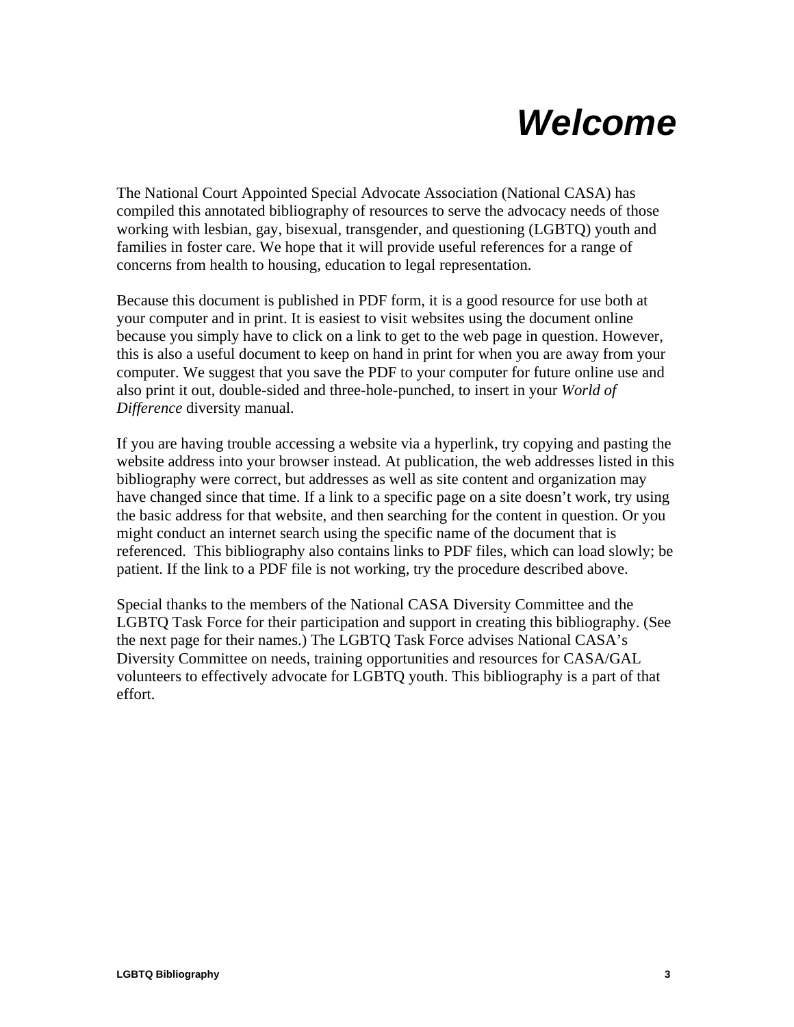# *Welcome*

The National Court Appointed Special Advocate Association (National CASA) has compiled this annotated bibliography of resources to serve the advocacy needs of those working with lesbian, gay, bisexual, transgender, and questioning (LGBTQ) youth and families in foster care. We hope that it will provide useful references for a range of concerns from health to housing, education to legal representation.

Because this document is published in PDF form, it is a good resource for use both at your computer and in print. It is easiest to visit websites using the document online because you simply have to click on a link to get to the web page in question. However, this is also a useful document to keep on hand in print for when you are away from your computer. We suggest that you save the PDF to your computer for future online use and also print it out, double-sided and three-hole-punched, to insert in your *World of Difference* diversity manual.

If you are having trouble accessing a website via a hyperlink, try copying and pasting the website address into your browser instead. At publication, the web addresses listed in this bibliography were correct, but addresses as well as site content and organization may have changed since that time. If a link to a specific page on a site doesn't work, try using the basic address for that website, and then searching for the content in question. Or you might conduct an internet search using the specific name of the document that is referenced. This bibliography also contains links to PDF files, which can load slowly; be patient. If the link to a PDF file is not working, try the procedure described above.

Special thanks to the members of the National CASA Diversity Committee and the LGBTQ Task Force for their participation and support in creating this bibliography. (See the next page for their names.) The LGBTQ Task Force advises National CASA's Diversity Committee on needs, training opportunities and resources for CASA/GAL volunteers to effectively advocate for LGBTQ youth. This bibliography is a part of that effort.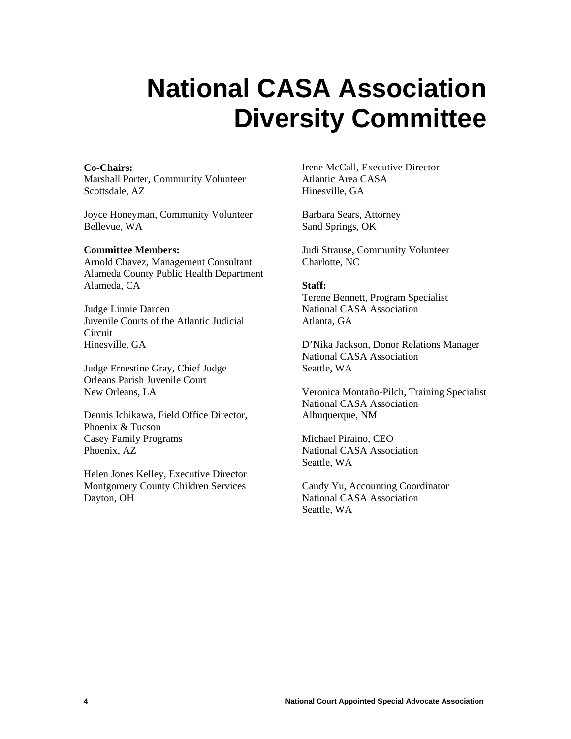# National CASA Association Diversity Committee

**Co-Chairs:**
Marshall Porter, Community Volunteer
Scottsdale, AZ

Joyce Honeyman, Community Volunteer
Bellevue, WA

**Committee Members:**
Arnold Chavez, Management Consultant
Alameda County Public Health Department
Alameda, CA

Judge Linnie Darden
Juvenile Courts of the Atlantic Judicial Circuit
Hinesville, GA

Judge Ernestine Gray, Chief Judge
Orleans Parish Juvenile Court
New Orleans, LA

Dennis Ichikawa, Field Office Director, Phoenix & Tucson
Casey Family Programs
Phoenix, AZ

Helen Jones Kelley, Executive Director
Montgomery County Children Services
Dayton, OH

Irene McCall, Executive Director
Atlantic Area CASA
Hinesville, GA

Barbara Sears, Attorney
Sand Springs, OK

Judi Strause, Community Volunteer
Charlotte, NC

**Staff:**
Terene Bennett, Program Specialist
National CASA Association
Atlanta, GA

D'Nika Jackson, Donor Relations Manager
National CASA Association
Seattle, WA

Veronica Montaño-Pilch, Training Specialist
National CASA Association
Albuquerque, NM

Michael Piraino, CEO
National CASA Association
Seattle, WA

Candy Yu, Accounting Coordinator
National CASA Association
Seattle, WA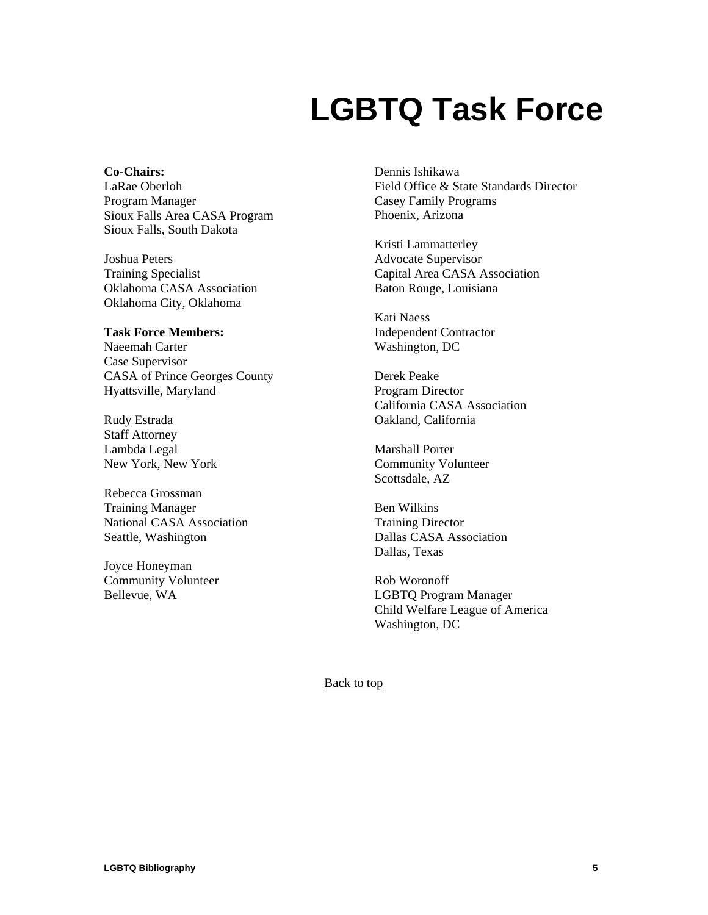# LGBTQ Task Force

**Co-Chairs:**
LaRae Oberloh
Program Manager
Sioux Falls Area CASA Program
Sioux Falls, South Dakota

Joshua Peters
Training Specialist
Oklahoma CASA Association
Oklahoma City, Oklahoma

**Task Force Members:**
Naeemah Carter
Case Supervisor
CASA of Prince Georges County
Hyattsville, Maryland

Rudy Estrada
Staff Attorney
Lambda Legal
New York, New York

Rebecca Grossman
Training Manager
National CASA Association
Seattle, Washington

Joyce Honeyman
Community Volunteer
Bellevue, WA

Dennis Ishikawa
Field Office & State Standards Director
Casey Family Programs
Phoenix, Arizona

Kristi Lammatterley
Advocate Supervisor
Capital Area CASA Association
Baton Rouge, Louisiana

Kati Naess
Independent Contractor
Washington, DC

Derek Peake
Program Director
California CASA Association
Oakland, California

Marshall Porter
Community Volunteer
Scottsdale, AZ

Ben Wilkins
Training Director
Dallas CASA Association
Dallas, Texas

Rob Woronoff
LGBTQ Program Manager
Child Welfare League of America
Washington, DC

Back to top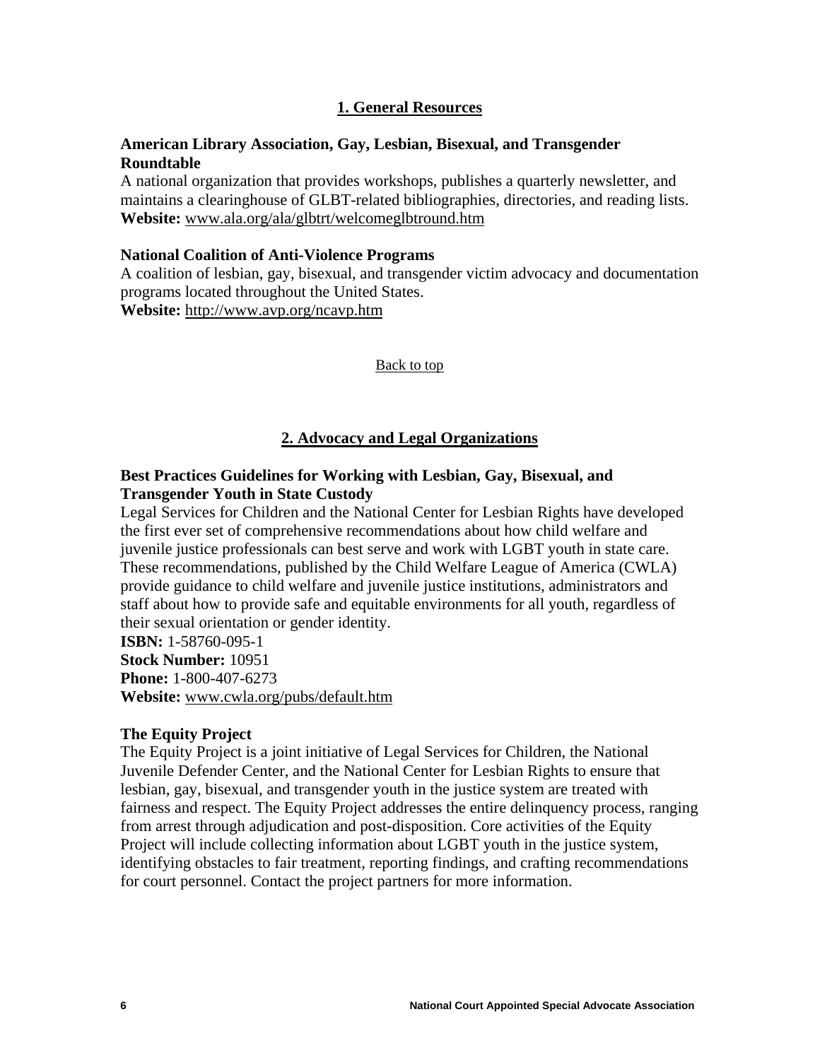## 1. General Resources

**American Library Association, Gay, Lesbian, Bisexual, and Transgender Roundtable**
A national organization that provides workshops, publishes a quarterly newsletter, and maintains a clearinghouse of GLBT-related bibliographies, directories, and reading lists.
**Website:** www.ala.org/ala/glbtrt/welcomeglbtround.htm

**National Coalition of Anti-Violence Programs**
A coalition of lesbian, gay, bisexual, and transgender victim advocacy and documentation programs located throughout the United States.
**Website:** http://www.avp.org/ncavp.htm

Back to top

## 2. Advocacy and Legal Organizations

**Best Practices Guidelines for Working with Lesbian, Gay, Bisexual, and Transgender Youth in State Custody**
Legal Services for Children and the National Center for Lesbian Rights have developed the first ever set of comprehensive recommendations about how child welfare and juvenile justice professionals can best serve and work with LGBT youth in state care. These recommendations, published by the Child Welfare League of America (CWLA) provide guidance to child welfare and juvenile justice institutions, administrators and staff about how to provide safe and equitable environments for all youth, regardless of their sexual orientation or gender identity.
**ISBN:** 1-58760-095-1
**Stock Number:** 10951
**Phone:** 1-800-407-6273
**Website:** www.cwla.org/pubs/default.htm

**The Equity Project**
The Equity Project is a joint initiative of Legal Services for Children, the National Juvenile Defender Center, and the National Center for Lesbian Rights to ensure that lesbian, gay, bisexual, and transgender youth in the justice system are treated with fairness and respect. The Equity Project addresses the entire delinquency process, ranging from arrest through adjudication and post-disposition. Core activities of the Equity Project will include collecting information about LGBT youth in the justice system, identifying obstacles to fair treatment, reporting findings, and crafting recommendations for court personnel. Contact the project partners for more information.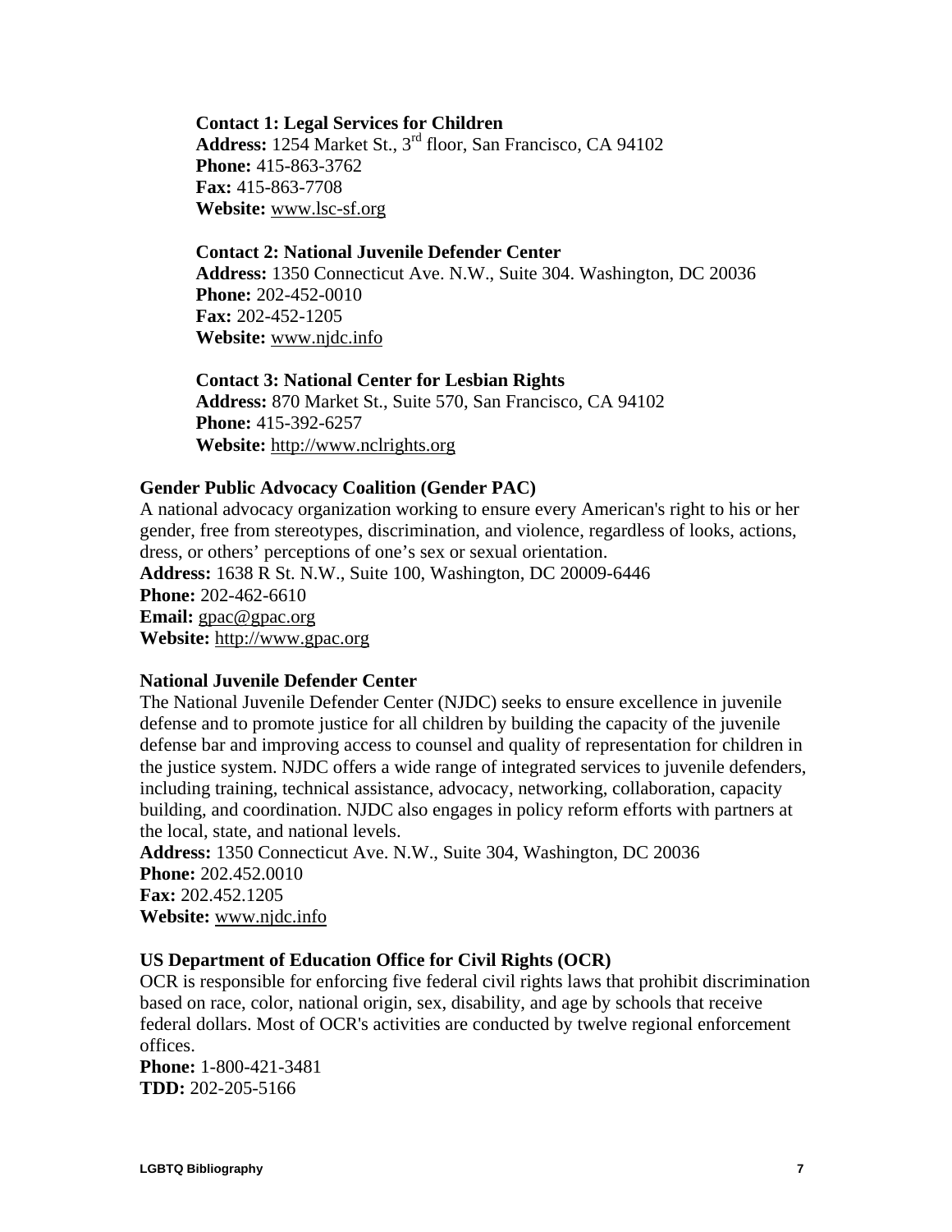**Contact 1: Legal Services for Children**
**Address:** 1254 Market St., 3rd floor, San Francisco, CA 94102
**Phone:** 415-863-3762
**Fax:** 415-863-7708
**Website:** www.lsc-sf.org

**Contact 2: National Juvenile Defender Center**
**Address:** 1350 Connecticut Ave. N.W., Suite 304. Washington, DC 20036
**Phone:** 202-452-0010
**Fax:** 202-452-1205
**Website:** www.njdc.info

**Contact 3: National Center for Lesbian Rights**
**Address:** 870 Market St., Suite 570, San Francisco, CA 94102
**Phone:** 415-392-6257
**Website:** http://www.nclrights.org

**Gender Public Advocacy Coalition (Gender PAC)**
A national advocacy organization working to ensure every American's right to his or her gender, free from stereotypes, discrimination, and violence, regardless of looks, actions, dress, or others' perceptions of one's sex or sexual orientation.
**Address:** 1638 R St. N.W., Suite 100, Washington, DC 20009-6446
**Phone:** 202-462-6610
**Email:** gpac@gpac.org
**Website:** http://www.gpac.org

**National Juvenile Defender Center**
The National Juvenile Defender Center (NJDC) seeks to ensure excellence in juvenile defense and to promote justice for all children by building the capacity of the juvenile defense bar and improving access to counsel and quality of representation for children in the justice system. NJDC offers a wide range of integrated services to juvenile defenders, including training, technical assistance, advocacy, networking, collaboration, capacity building, and coordination. NJDC also engages in policy reform efforts with partners at the local, state, and national levels.
**Address:** 1350 Connecticut Ave. N.W., Suite 304, Washington, DC 20036
**Phone:** 202.452.0010
**Fax:** 202.452.1205
**Website:** www.njdc.info

**US Department of Education Office for Civil Rights (OCR)**
OCR is responsible for enforcing five federal civil rights laws that prohibit discrimination based on race, color, national origin, sex, disability, and age by schools that receive federal dollars. Most of OCR's activities are conducted by twelve regional enforcement offices.
**Phone:** 1-800-421-3481
**TDD:** 202-205-5166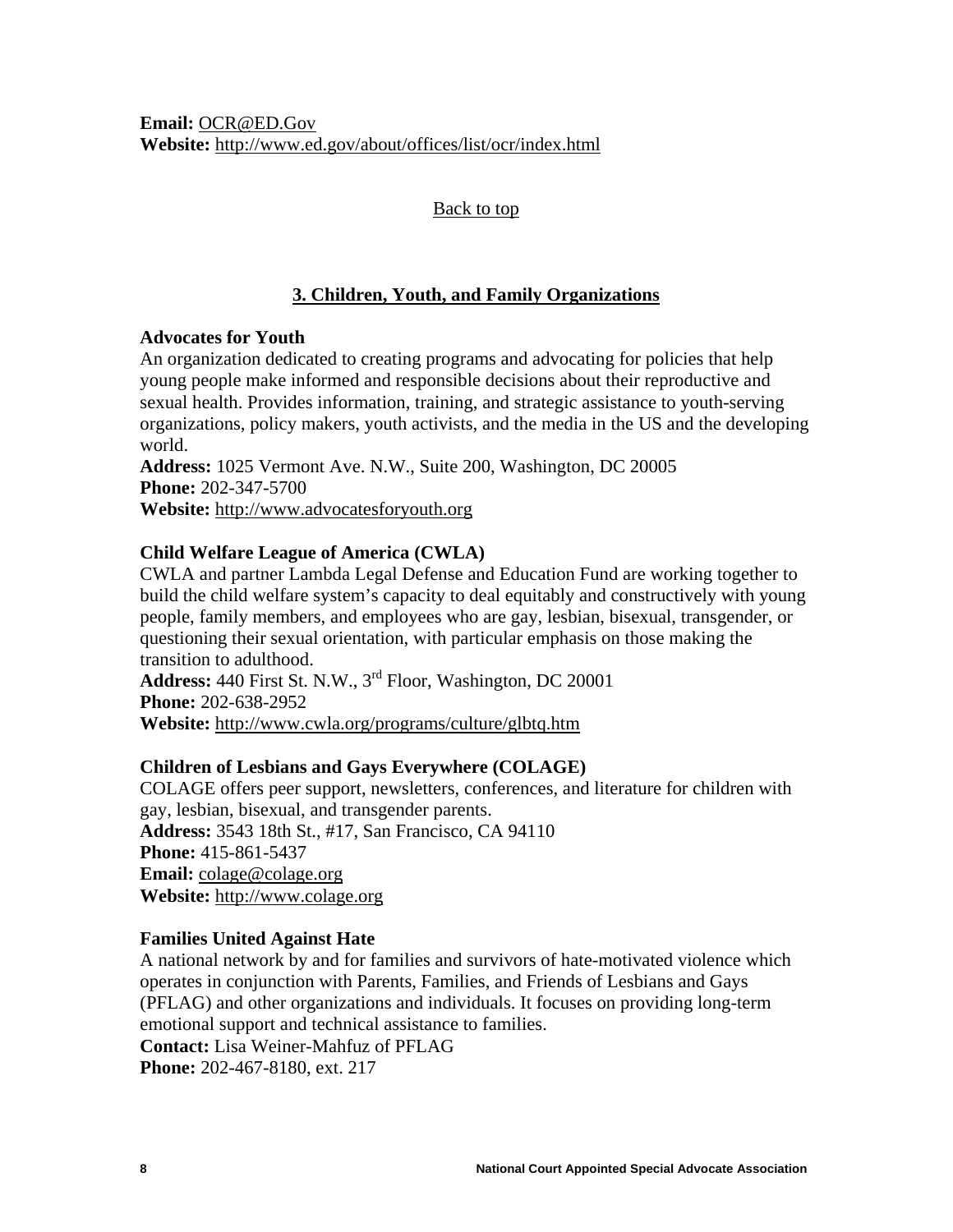**Email:** OCR@ED.Gov
**Website:** http://www.ed.gov/about/offices/list/ocr/index.html

Back to top

## 3. Children, Youth, and Family Organizations

**Advocates for Youth**
An organization dedicated to creating programs and advocating for policies that help young people make informed and responsible decisions about their reproductive and sexual health. Provides information, training, and strategic assistance to youth-serving organizations, policy makers, youth activists, and the media in the US and the developing world.
**Address:** 1025 Vermont Ave. N.W., Suite 200, Washington, DC 20005
**Phone:** 202-347-5700
**Website:** http://www.advocatesforyouth.org

**Child Welfare League of America (CWLA)**
CWLA and partner Lambda Legal Defense and Education Fund are working together to build the child welfare system's capacity to deal equitably and constructively with young people, family members, and employees who are gay, lesbian, bisexual, transgender, or questioning their sexual orientation, with particular emphasis on those making the transition to adulthood.
**Address:** 440 First St. N.W., 3rd Floor, Washington, DC 20001
**Phone:** 202-638-2952
**Website:** http://www.cwla.org/programs/culture/glbtq.htm

**Children of Lesbians and Gays Everywhere (COLAGE)**
COLAGE offers peer support, newsletters, conferences, and literature for children with gay, lesbian, bisexual, and transgender parents.
**Address:** 3543 18th St., #17, San Francisco, CA 94110
**Phone:** 415-861-5437
**Email:** colage@colage.org
**Website:** http://www.colage.org

**Families United Against Hate**
A national network by and for families and survivors of hate-motivated violence which operates in conjunction with Parents, Families, and Friends of Lesbians and Gays (PFLAG) and other organizations and individuals. It focuses on providing long-term emotional support and technical assistance to families.
**Contact:** Lisa Weiner-Mahfuz of PFLAG
**Phone:** 202-467-8180, ext. 217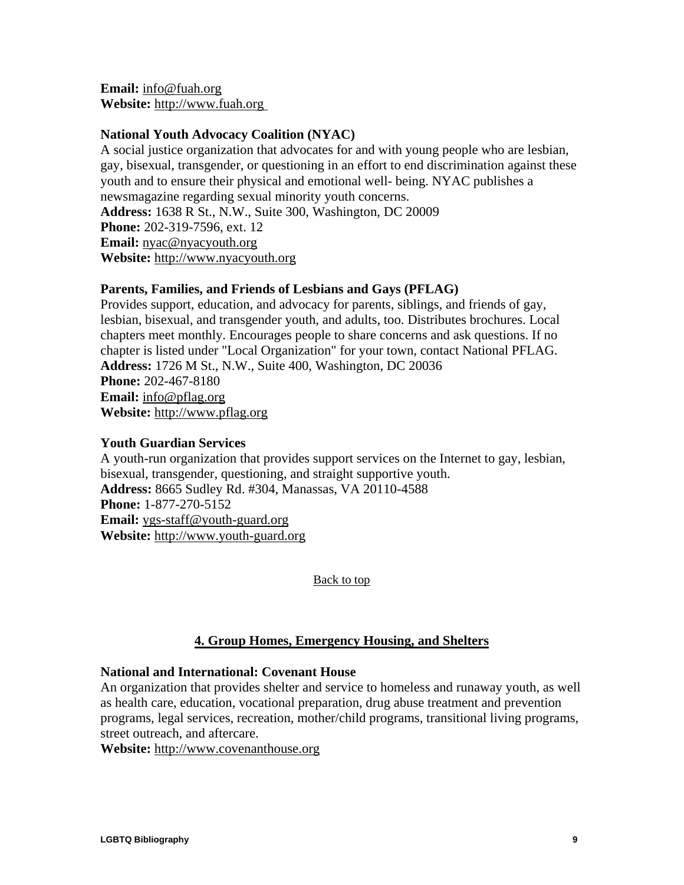**Email:** info@fuah.org
**Website:** http://www.fuah.org

**National Youth Advocacy Coalition (NYAC)**
A social justice organization that advocates for and with young people who are lesbian, gay, bisexual, transgender, or questioning in an effort to end discrimination against these youth and to ensure their physical and emotional well- being. NYAC publishes a newsmagazine regarding sexual minority youth concerns.
**Address:** 1638 R St., N.W., Suite 300, Washington, DC 20009
**Phone:** 202-319-7596, ext. 12
**Email:** nyac@nyacyouth.org
**Website:** http://www.nyacyouth.org

**Parents, Families, and Friends of Lesbians and Gays (PFLAG)**
Provides support, education, and advocacy for parents, siblings, and friends of gay, lesbian, bisexual, and transgender youth, and adults, too. Distributes brochures. Local chapters meet monthly. Encourages people to share concerns and ask questions. If no chapter is listed under "Local Organization" for your town, contact National PFLAG.
**Address:** 1726 M St., N.W., Suite 400, Washington, DC 20036
**Phone:** 202-467-8180
**Email:** info@pflag.org
**Website:** http://www.pflag.org

**Youth Guardian Services**
A youth-run organization that provides support services on the Internet to gay, lesbian, bisexual, transgender, questioning, and straight supportive youth.
**Address:** 8665 Sudley Rd. #304, Manassas, VA 20110-4588
**Phone:** 1-877-270-5152
**Email:** ygs-staff@youth-guard.org
**Website:** http://www.youth-guard.org

Back to top

## 4. Group Homes, Emergency Housing, and Shelters

**National and International: Covenant House**
An organization that provides shelter and service to homeless and runaway youth, as well as health care, education, vocational preparation, drug abuse treatment and prevention programs, legal services, recreation, mother/child programs, transitional living programs, street outreach, and aftercare.
**Website:** http://www.covenanthouse.org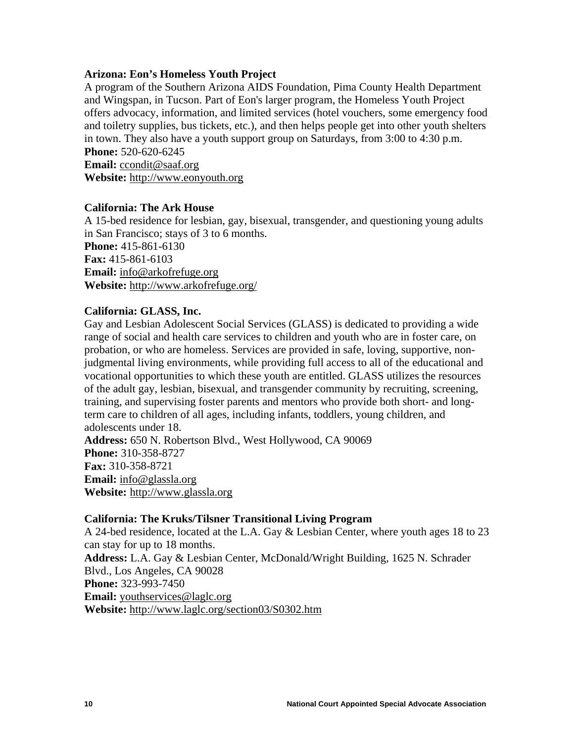**Arizona: Eon's Homeless Youth Project**

A program of the Southern Arizona AIDS Foundation, Pima County Health Department and Wingspan, in Tucson. Part of Eon's larger program, the Homeless Youth Project offers advocacy, information, and limited services (hotel vouchers, some emergency food and toiletry supplies, bus tickets, etc.), and then helps people get into other youth shelters in town. They also have a youth support group on Saturdays, from 3:00 to 4:30 p.m.

**Phone:** 520-620-6245
**Email:** ccondit@saaf.org
**Website:** http://www.eonyouth.org

**California: The Ark House**

A 15-bed residence for lesbian, gay, bisexual, transgender, and questioning young adults in San Francisco; stays of 3 to 6 months.

**Phone:** 415-861-6130
**Fax:** 415-861-6103
**Email:** info@arkofrefuge.org
**Website:** http://www.arkofrefuge.org/

**California: GLASS, Inc.**

Gay and Lesbian Adolescent Social Services (GLASS) is dedicated to providing a wide range of social and health care services to children and youth who are in foster care, on probation, or who are homeless. Services are provided in safe, loving, supportive, non-judgmental living environments, while providing full access to all of the educational and vocational opportunities to which these youth are entitled. GLASS utilizes the resources of the adult gay, lesbian, bisexual, and transgender community by recruiting, screening, training, and supervising foster parents and mentors who provide both short- and long-term care to children of all ages, including infants, toddlers, young children, and adolescents under 18.

**Address:** 650 N. Robertson Blvd., West Hollywood, CA 90069
**Phone:** 310-358-8727
**Fax:** 310-358-8721
**Email:** info@glassla.org
**Website:** http://www.glassla.org

**California: The Kruks/Tilsner Transitional Living Program**

A 24-bed residence, located at the L.A. Gay & Lesbian Center, where youth ages 18 to 23 can stay for up to 18 months.

**Address:** L.A. Gay & Lesbian Center, McDonald/Wright Building, 1625 N. Schrader Blvd., Los Angeles, CA 90028
**Phone:** 323-993-7450
**Email:** youthservices@laglc.org
**Website:** http://www.laglc.org/section03/S0302.htm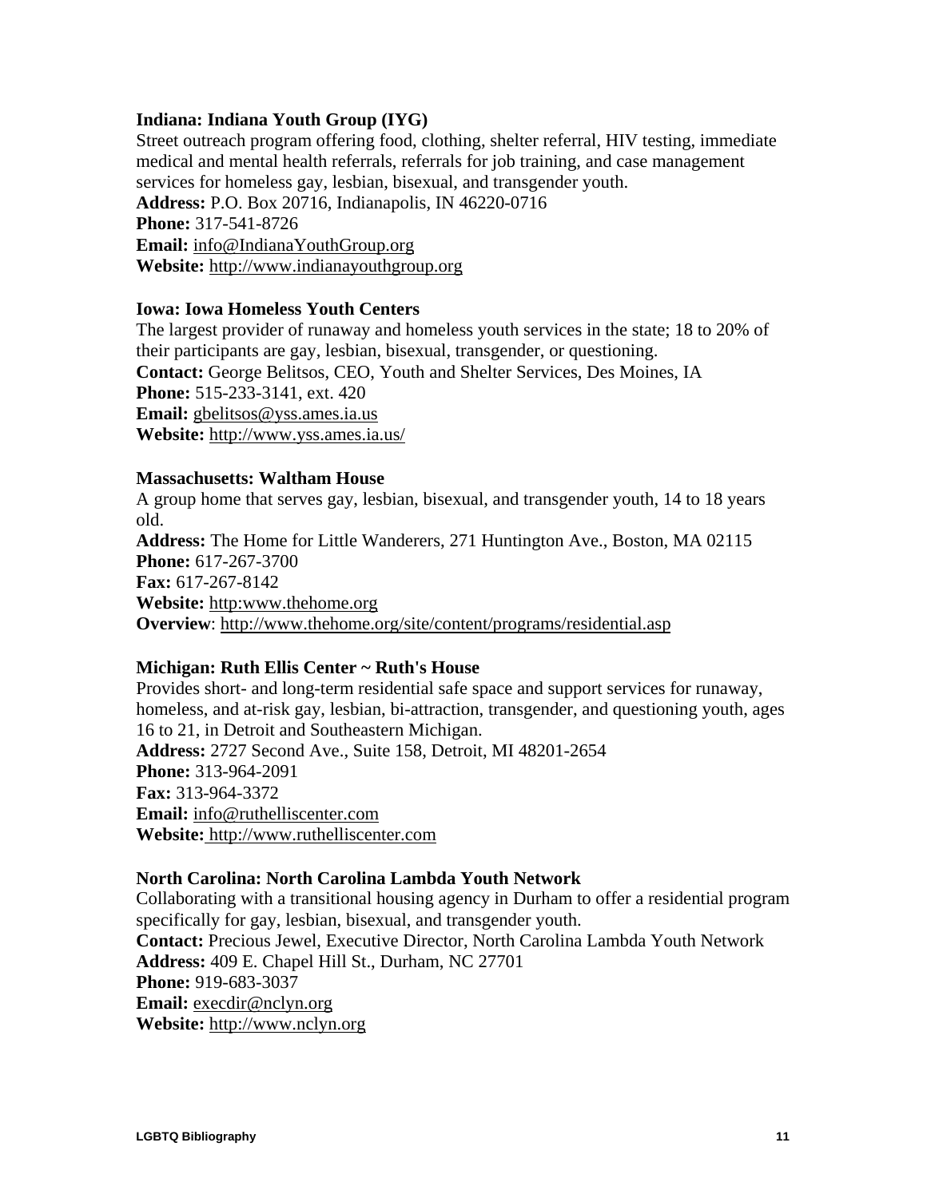**Indiana: Indiana Youth Group (IYG)**
Street outreach program offering food, clothing, shelter referral, HIV testing, immediate medical and mental health referrals, referrals for job training, and case management services for homeless gay, lesbian, bisexual, and transgender youth.
**Address:** P.O. Box 20716, Indianapolis, IN 46220-0716
**Phone:** 317-541-8726
**Email:** info@IndianaYouthGroup.org
**Website:** http://www.indianayouthgroup.org

**Iowa: Iowa Homeless Youth Centers**
The largest provider of runaway and homeless youth services in the state; 18 to 20% of their participants are gay, lesbian, bisexual, transgender, or questioning.
**Contact:** George Belitsos, CEO, Youth and Shelter Services, Des Moines, IA
**Phone:** 515-233-3141, ext. 420
**Email:** gbelitsos@yss.ames.ia.us
**Website:** http://www.yss.ames.ia.us/

**Massachusetts: Waltham House**
A group home that serves gay, lesbian, bisexual, and transgender youth, 14 to 18 years old.
**Address:** The Home for Little Wanderers, 271 Huntington Ave., Boston, MA 02115
**Phone:** 617-267-3700
**Fax:** 617-267-8142
**Website:** http:www.thehome.org
**Overview**: http://www.thehome.org/site/content/programs/residential.asp

**Michigan: Ruth Ellis Center ~ Ruth's House**
Provides short- and long-term residential safe space and support services for runaway, homeless, and at-risk gay, lesbian, bi-attraction, transgender, and questioning youth, ages 16 to 21, in Detroit and Southeastern Michigan.
**Address:** 2727 Second Ave., Suite 158, Detroit, MI 48201-2654
**Phone:** 313-964-2091
**Fax:** 313-964-3372
**Email:** info@ruthelliscenter.com
**Website:** http://www.ruthelliscenter.com

**North Carolina: North Carolina Lambda Youth Network**
Collaborating with a transitional housing agency in Durham to offer a residential program specifically for gay, lesbian, bisexual, and transgender youth.
**Contact:** Precious Jewel, Executive Director, North Carolina Lambda Youth Network
**Address:** 409 E. Chapel Hill St., Durham, NC 27701
**Phone:** 919-683-3037
**Email:** execdir@nclyn.org
**Website:** http://www.nclyn.org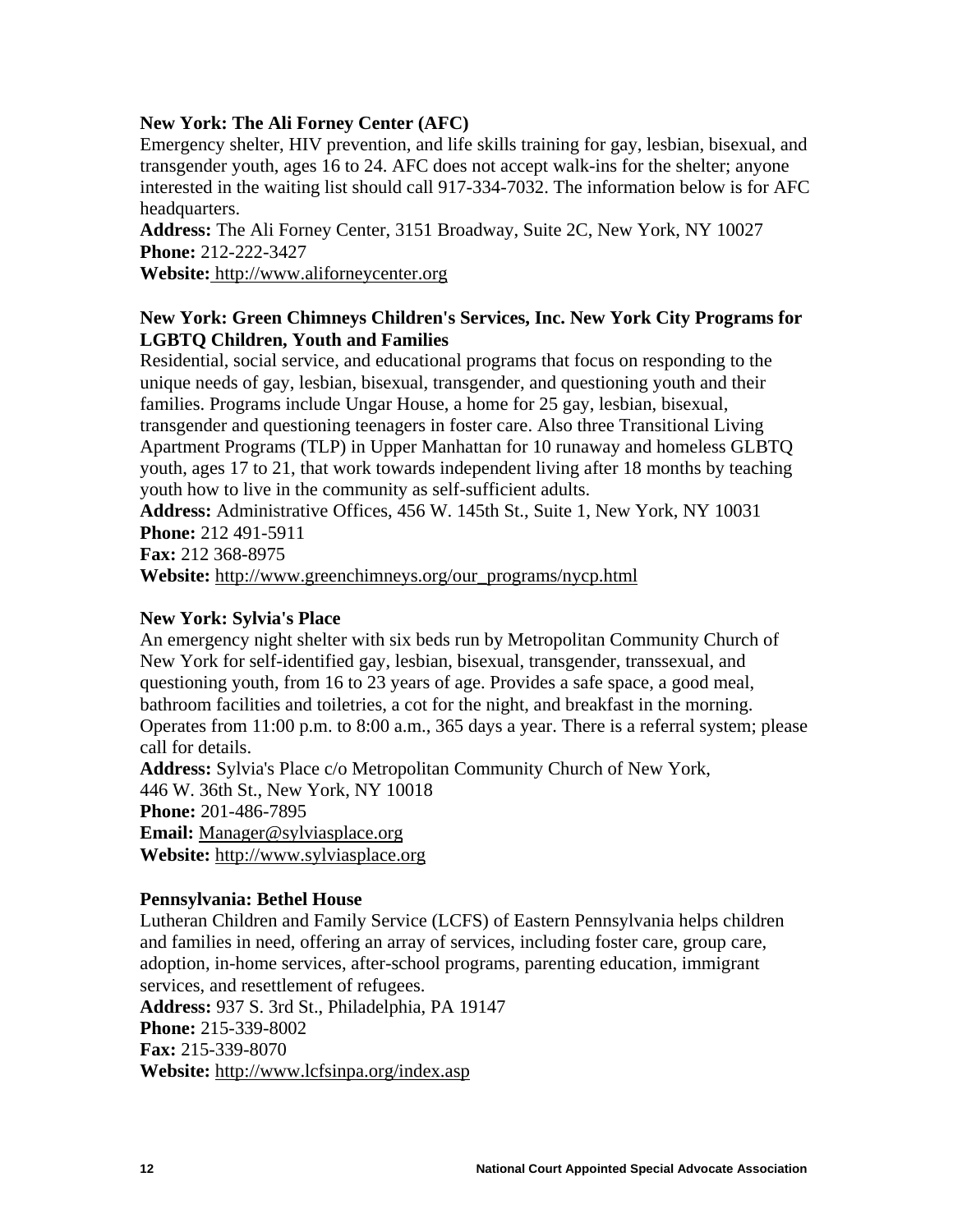**New York: The Ali Forney Center (AFC)**

Emergency shelter, HIV prevention, and life skills training for gay, lesbian, bisexual, and transgender youth, ages 16 to 24. AFC does not accept walk-ins for the shelter; anyone interested in the waiting list should call 917-334-7032. The information below is for AFC headquarters.

**Address:** The Ali Forney Center, 3151 Broadway, Suite 2C, New York, NY 10027
**Phone:** 212-222-3427
**Website:** http://www.aliforneycenter.org

**New York: Green Chimneys Children's Services, Inc. New York City Programs for LGBTQ Children, Youth and Families**

Residential, social service, and educational programs that focus on responding to the unique needs of gay, lesbian, bisexual, transgender, and questioning youth and their families. Programs include Ungar House, a home for 25 gay, lesbian, bisexual, transgender and questioning teenagers in foster care. Also three Transitional Living Apartment Programs (TLP) in Upper Manhattan for 10 runaway and homeless GLBTQ youth, ages 17 to 21, that work towards independent living after 18 months by teaching youth how to live in the community as self-sufficient adults.

**Address:** Administrative Offices, 456 W. 145th St., Suite 1, New York, NY 10031
**Phone:** 212 491-5911
**Fax:** 212 368-8975
**Website:** http://www.greenchimneys.org/our_programs/nycp.html

**New York: Sylvia's Place**

An emergency night shelter with six beds run by Metropolitan Community Church of New York for self-identified gay, lesbian, bisexual, transgender, transsexual, and questioning youth, from 16 to 23 years of age. Provides a safe space, a good meal, bathroom facilities and toiletries, a cot for the night, and breakfast in the morning. Operates from 11:00 p.m. to 8:00 a.m., 365 days a year. There is a referral system; please call for details.

**Address:** Sylvia's Place c/o Metropolitan Community Church of New York, 446 W. 36th St., New York, NY 10018
**Phone:** 201-486-7895
**Email:** Manager@sylviasplace.org
**Website:** http://www.sylviasplace.org

**Pennsylvania: Bethel House**

Lutheran Children and Family Service (LCFS) of Eastern Pennsylvania helps children and families in need, offering an array of services, including foster care, group care, adoption, in-home services, after-school programs, parenting education, immigrant services, and resettlement of refugees.

**Address:** 937 S. 3rd St., Philadelphia, PA 19147
**Phone:** 215-339-8002
**Fax:** 215-339-8070
**Website:** http://www.lcfsinpa.org/index.asp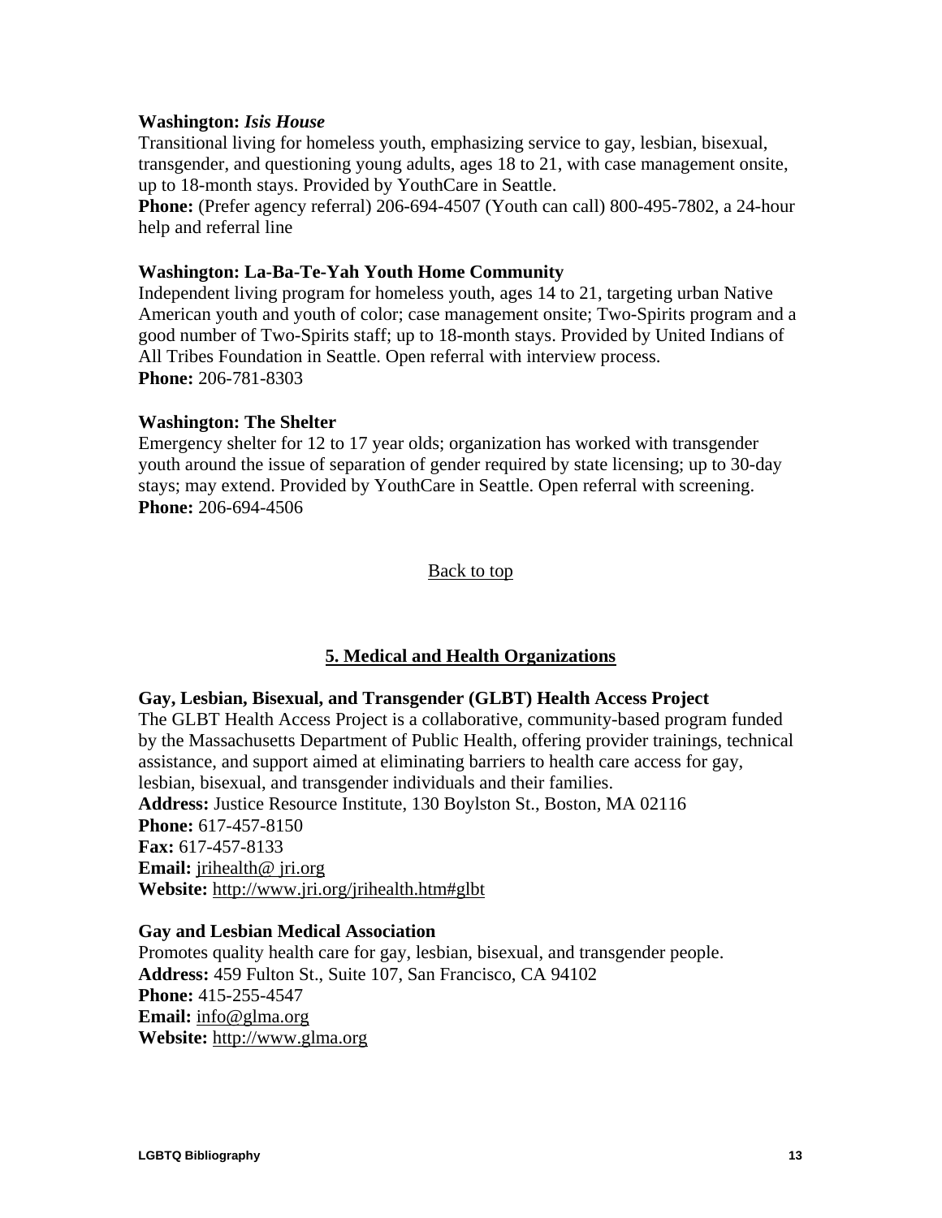**Washington:** ***Isis House***
Transitional living for homeless youth, emphasizing service to gay, lesbian, bisexual, transgender, and questioning young adults, ages 18 to 21, with case management onsite, up to 18-month stays. Provided by YouthCare in Seattle.
**Phone:** (Prefer agency referral) 206-694-4507 (Youth can call) 800-495-7802, a 24-hour help and referral line

**Washington: La-Ba-Te-Yah Youth Home Community**
Independent living program for homeless youth, ages 14 to 21, targeting urban Native American youth and youth of color; case management onsite; Two-Spirits program and a good number of Two-Spirits staff; up to 18-month stays. Provided by United Indians of All Tribes Foundation in Seattle. Open referral with interview process.
**Phone:** 206-781-8303

**Washington: The Shelter**
Emergency shelter for 12 to 17 year olds; organization has worked with transgender youth around the issue of separation of gender required by state licensing; up to 30-day stays; may extend. Provided by YouthCare in Seattle. Open referral with screening.
**Phone:** 206-694-4506

Back to top

## 5. Medical and Health Organizations

**Gay, Lesbian, Bisexual, and Transgender (GLBT) Health Access Project**
The GLBT Health Access Project is a collaborative, community-based program funded by the Massachusetts Department of Public Health, offering provider trainings, technical assistance, and support aimed at eliminating barriers to health care access for gay, lesbian, bisexual, and transgender individuals and their families.
**Address:** Justice Resource Institute, 130 Boylston St., Boston, MA 02116
**Phone:** 617-457-8150
**Fax:** 617-457-8133
**Email:** jrihealth@ jri.org
**Website:** http://www.jri.org/jrihealth.htm#glbt

**Gay and Lesbian Medical Association**
Promotes quality health care for gay, lesbian, bisexual, and transgender people.
**Address:** 459 Fulton St., Suite 107, San Francisco, CA 94102
**Phone:** 415-255-4547
**Email:** info@glma.org
**Website:** http://www.glma.org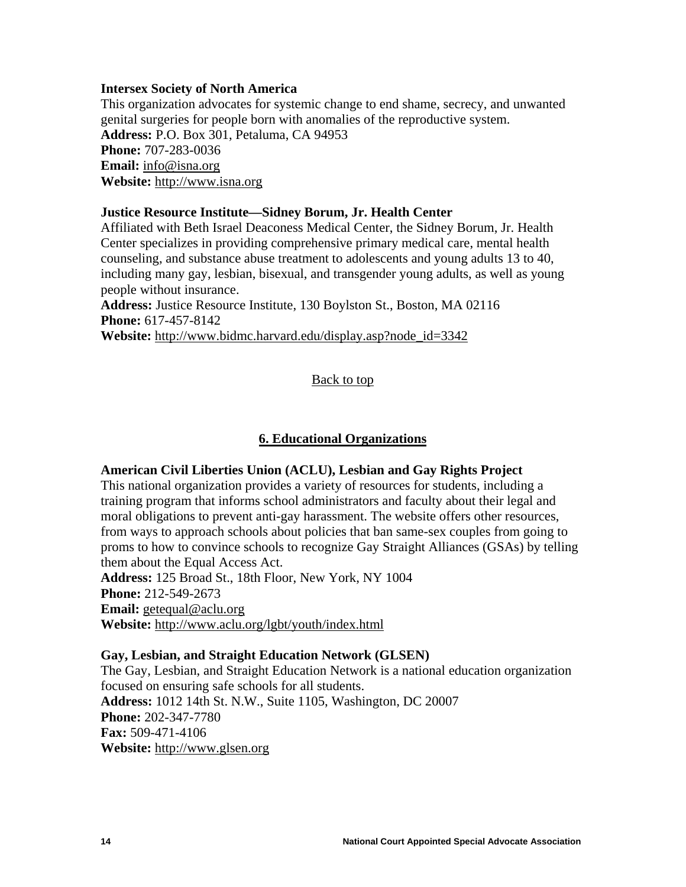**Intersex Society of North America**
This organization advocates for systemic change to end shame, secrecy, and unwanted genital surgeries for people born with anomalies of the reproductive system.
**Address:** P.O. Box 301, Petaluma, CA 94953
**Phone:** 707-283-0036
**Email:** info@isna.org
**Website:** http://www.isna.org

**Justice Resource Institute—Sidney Borum, Jr. Health Center**
Affiliated with Beth Israel Deaconess Medical Center, the Sidney Borum, Jr. Health Center specializes in providing comprehensive primary medical care, mental health counseling, and substance abuse treatment to adolescents and young adults 13 to 40, including many gay, lesbian, bisexual, and transgender young adults, as well as young people without insurance.
**Address:** Justice Resource Institute, 130 Boylston St., Boston, MA 02116
**Phone:** 617-457-8142
**Website:** http://www.bidmc.harvard.edu/display.asp?node_id=3342

Back to top

## 6. Educational Organizations

**American Civil Liberties Union (ACLU), Lesbian and Gay Rights Project**
This national organization provides a variety of resources for students, including a training program that informs school administrators and faculty about their legal and moral obligations to prevent anti-gay harassment. The website offers other resources, from ways to approach schools about policies that ban same-sex couples from going to proms to how to convince schools to recognize Gay Straight Alliances (GSAs) by telling them about the Equal Access Act.
**Address:** 125 Broad St., 18th Floor, New York, NY 1004
**Phone:** 212-549-2673
**Email:** getequal@aclu.org
**Website:** http://www.aclu.org/lgbt/youth/index.html

**Gay, Lesbian, and Straight Education Network (GLSEN)**
The Gay, Lesbian, and Straight Education Network is a national education organization focused on ensuring safe schools for all students.
**Address:** 1012 14th St. N.W., Suite 1105, Washington, DC 20007
**Phone:** 202-347-7780
**Fax:** 509-471-4106
**Website:** http://www.glsen.org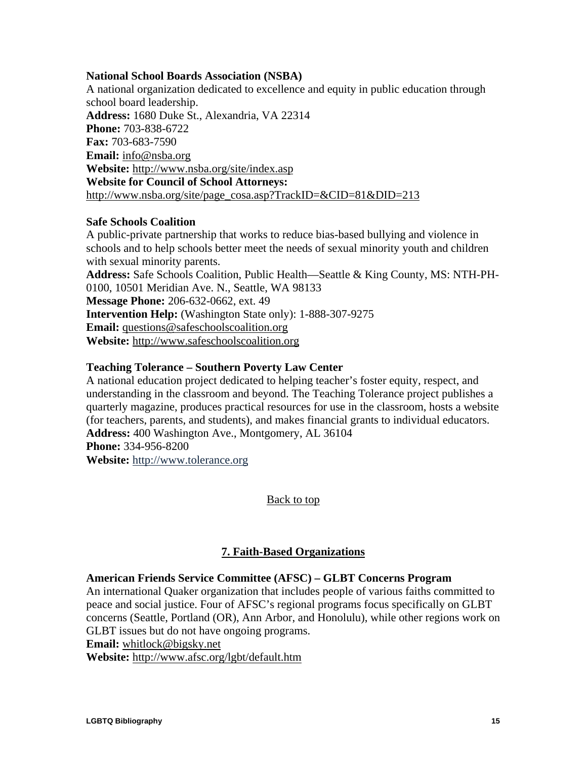**National School Boards Association (NSBA)**
A national organization dedicated to excellence and equity in public education through school board leadership.
**Address:** 1680 Duke St., Alexandria, VA 22314
**Phone:** 703-838-6722
**Fax:** 703-683-7590
**Email:** info@nsba.org
**Website:** http://www.nsba.org/site/index.asp
**Website for Council of School Attorneys:**
http://www.nsba.org/site/page_cosa.asp?TrackID=&CID=81&DID=213

**Safe Schools Coalition**
A public-private partnership that works to reduce bias-based bullying and violence in schools and to help schools better meet the needs of sexual minority youth and children with sexual minority parents.
**Address:** Safe Schools Coalition, Public Health—Seattle & King County, MS: NTH-PH-0100, 10501 Meridian Ave. N., Seattle, WA 98133
**Message Phone:** 206-632-0662, ext. 49
**Intervention Help:** (Washington State only): 1-888-307-9275
**Email:** questions@safeschoolscoalition.org
**Website:** http://www.safeschoolscoalition.org

**Teaching Tolerance – Southern Poverty Law Center**
A national education project dedicated to helping teacher's foster equity, respect, and understanding in the classroom and beyond. The Teaching Tolerance project publishes a quarterly magazine, produces practical resources for use in the classroom, hosts a website (for teachers, parents, and students), and makes financial grants to individual educators.
**Address:** 400 Washington Ave., Montgomery, AL 36104
**Phone:** 334-956-8200
**Website:** http://www.tolerance.org

Back to top

## 7. Faith-Based Organizations

**American Friends Service Committee (AFSC) – GLBT Concerns Program**
An international Quaker organization that includes people of various faiths committed to peace and social justice. Four of AFSC's regional programs focus specifically on GLBT concerns (Seattle, Portland (OR), Ann Arbor, and Honolulu), while other regions work on GLBT issues but do not have ongoing programs.
**Email:** whitlock@bigsky.net
**Website:** http://www.afsc.org/lgbt/default.htm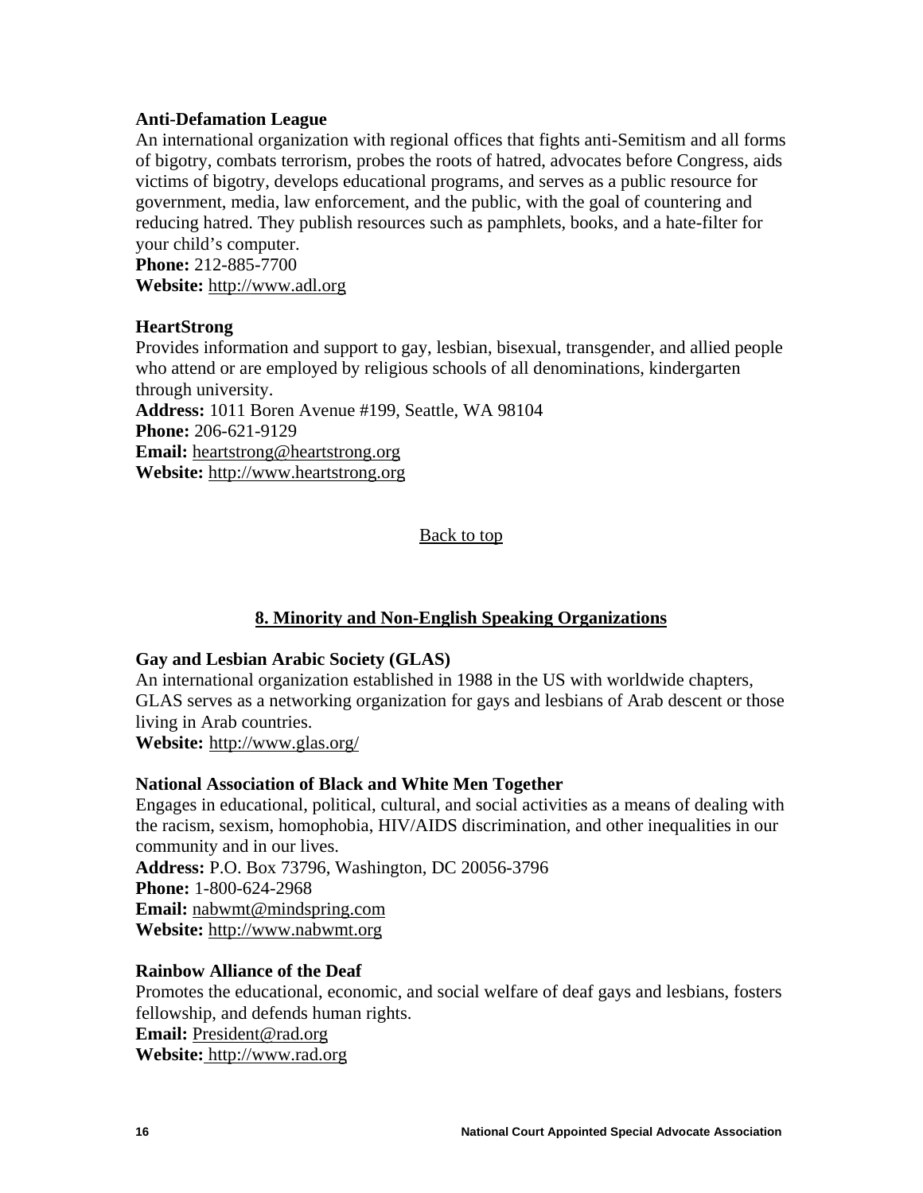**Anti-Defamation League**
An international organization with regional offices that fights anti-Semitism and all forms of bigotry, combats terrorism, probes the roots of hatred, advocates before Congress, aids victims of bigotry, develops educational programs, and serves as a public resource for government, media, law enforcement, and the public, with the goal of countering and reducing hatred. They publish resources such as pamphlets, books, and a hate-filter for your child's computer.
**Phone:** 212-885-7700
**Website:** http://www.adl.org

**HeartStrong**
Provides information and support to gay, lesbian, bisexual, transgender, and allied people who attend or are employed by religious schools of all denominations, kindergarten through university.
**Address:** 1011 Boren Avenue #199, Seattle, WA 98104
**Phone:** 206-621-9129
**Email:** heartstrong@heartstrong.org
**Website:** http://www.heartstrong.org

Back to top

## 8. Minority and Non-English Speaking Organizations

**Gay and Lesbian Arabic Society (GLAS)**
An international organization established in 1988 in the US with worldwide chapters, GLAS serves as a networking organization for gays and lesbians of Arab descent or those living in Arab countries.
**Website:** http://www.glas.org/

**National Association of Black and White Men Together**
Engages in educational, political, cultural, and social activities as a means of dealing with the racism, sexism, homophobia, HIV/AIDS discrimination, and other inequalities in our community and in our lives.
**Address:** P.O. Box 73796, Washington, DC 20056-3796
**Phone:** 1-800-624-2968
**Email:** nabwmt@mindspring.com
**Website:** http://www.nabwmt.org

**Rainbow Alliance of the Deaf**
Promotes the educational, economic, and social welfare of deaf gays and lesbians, fosters fellowship, and defends human rights.
**Email:** President@rad.org
**Website:** http://www.rad.org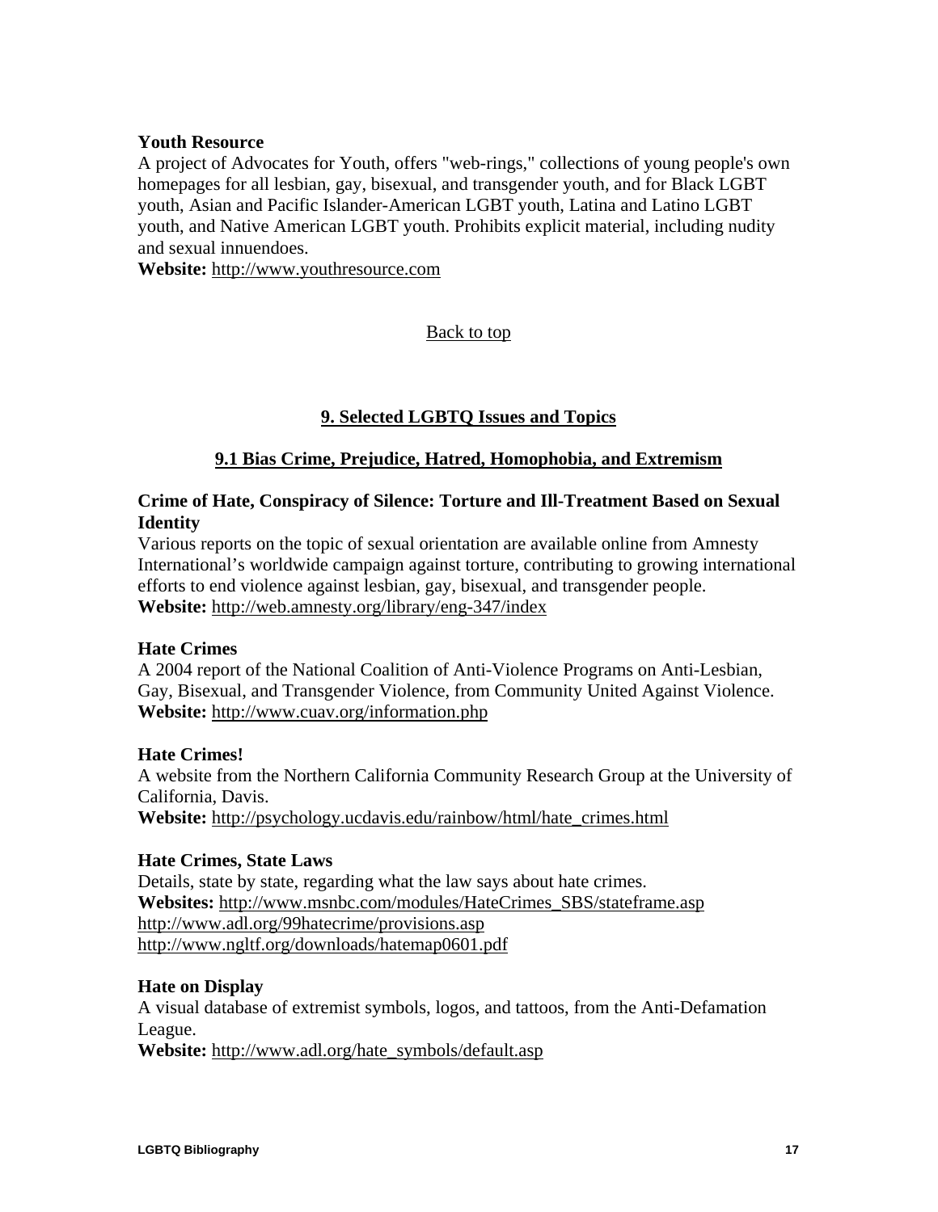**Youth Resource**
A project of Advocates for Youth, offers "web-rings," collections of young people's own homepages for all lesbian, gay, bisexual, and transgender youth, and for Black LGBT youth, Asian and Pacific Islander-American LGBT youth, Latina and Latino LGBT youth, and Native American LGBT youth. Prohibits explicit material, including nudity and sexual innuendoes.
**Website:** http://www.youthresource.com

Back to top

## 9. Selected LGBTQ Issues and Topics

### 9.1 Bias Crime, Prejudice, Hatred, Homophobia, and Extremism

**Crime of Hate, Conspiracy of Silence: Torture and Ill-Treatment Based on Sexual Identity**
Various reports on the topic of sexual orientation are available online from Amnesty International's worldwide campaign against torture, contributing to growing international efforts to end violence against lesbian, gay, bisexual, and transgender people.
**Website:** http://web.amnesty.org/library/eng-347/index

**Hate Crimes**
A 2004 report of the National Coalition of Anti-Violence Programs on Anti-Lesbian, Gay, Bisexual, and Transgender Violence, from Community United Against Violence.
**Website:** http://www.cuav.org/information.php

**Hate Crimes!**
A website from the Northern California Community Research Group at the University of California, Davis.
**Website:** http://psychology.ucdavis.edu/rainbow/html/hate_crimes.html

**Hate Crimes, State Laws**
Details, state by state, regarding what the law says about hate crimes.
**Websites:** http://www.msnbc.com/modules/HateCrimes_SBS/stateframe.asp
http://www.adl.org/99hatecrime/provisions.asp
http://www.ngltf.org/downloads/hatemap0601.pdf

**Hate on Display**
A visual database of extremist symbols, logos, and tattoos, from the Anti-Defamation League.
**Website:** http://www.adl.org/hate_symbols/default.asp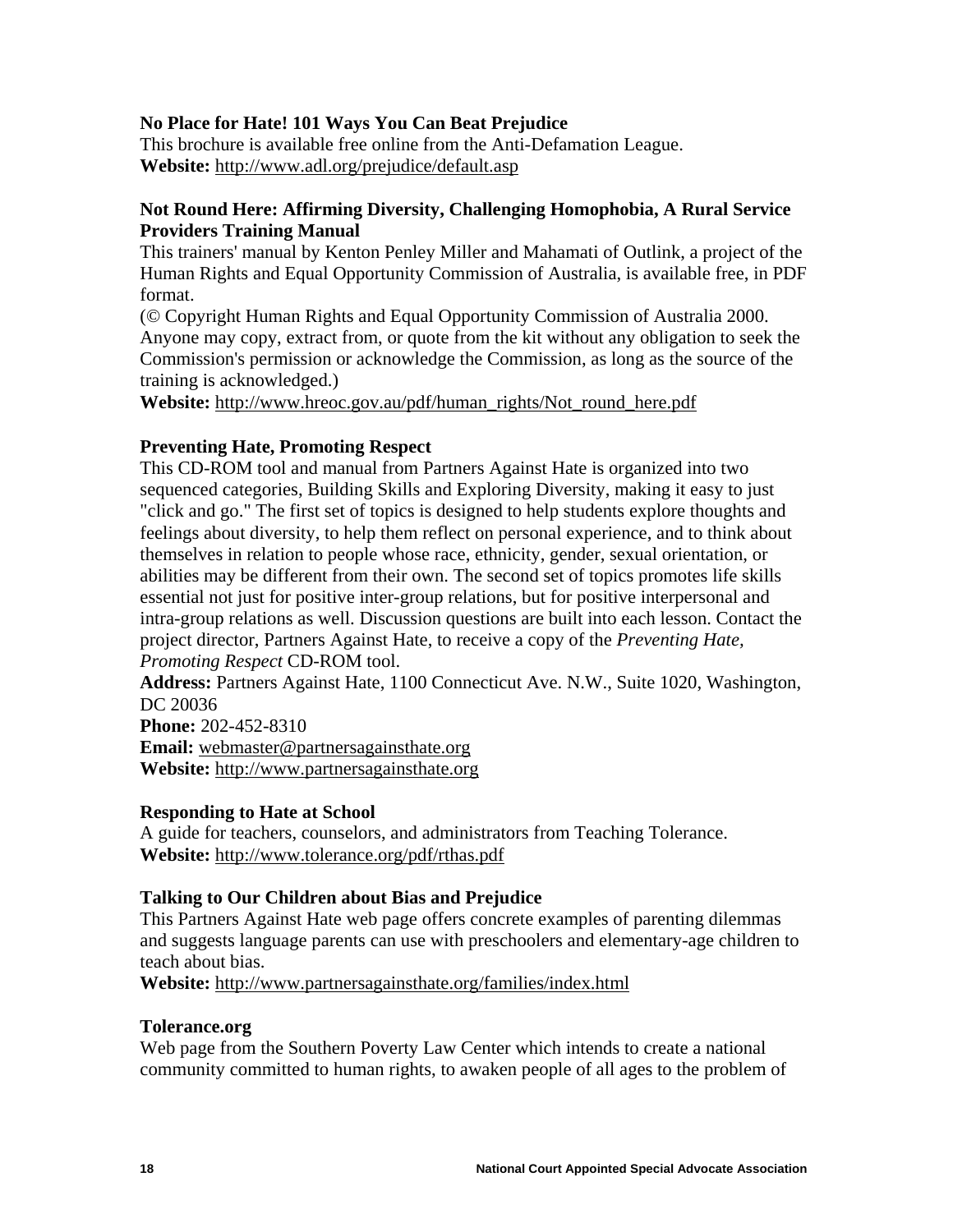**No Place for Hate! 101 Ways You Can Beat Prejudice**
This brochure is available free online from the Anti-Defamation League.
**Website:** http://www.adl.org/prejudice/default.asp

**Not Round Here: Affirming Diversity, Challenging Homophobia, A Rural Service Providers Training Manual**
This trainers' manual by Kenton Penley Miller and Mahamati of Outlink, a project of the Human Rights and Equal Opportunity Commission of Australia, is available free, in PDF format.
(© Copyright Human Rights and Equal Opportunity Commission of Australia 2000. Anyone may copy, extract from, or quote from the kit without any obligation to seek the Commission's permission or acknowledge the Commission, as long as the source of the training is acknowledged.)
**Website:** http://www.hreoc.gov.au/pdf/human_rights/Not_round_here.pdf

**Preventing Hate, Promoting Respect**
This CD-ROM tool and manual from Partners Against Hate is organized into two sequenced categories, Building Skills and Exploring Diversity, making it easy to just "click and go." The first set of topics is designed to help students explore thoughts and feelings about diversity, to help them reflect on personal experience, and to think about themselves in relation to people whose race, ethnicity, gender, sexual orientation, or abilities may be different from their own. The second set of topics promotes life skills essential not just for positive inter-group relations, but for positive interpersonal and intra-group relations as well. Discussion questions are built into each lesson. Contact the project director, Partners Against Hate, to receive a copy of the *Preventing Hate, Promoting Respect* CD-ROM tool.
**Address:** Partners Against Hate, 1100 Connecticut Ave. N.W., Suite 1020, Washington, DC 20036
**Phone:** 202-452-8310
**Email:** webmaster@partnersagainsthate.org
**Website:** http://www.partnersagainsthate.org

**Responding to Hate at School**
A guide for teachers, counselors, and administrators from Teaching Tolerance.
**Website:** http://www.tolerance.org/pdf/rthas.pdf

**Talking to Our Children about Bias and Prejudice**
This Partners Against Hate web page offers concrete examples of parenting dilemmas and suggests language parents can use with preschoolers and elementary-age children to teach about bias.
**Website:** http://www.partnersagainsthate.org/families/index.html

**Tolerance.org**
Web page from the Southern Poverty Law Center which intends to create a national community committed to human rights, to awaken people of all ages to the problem of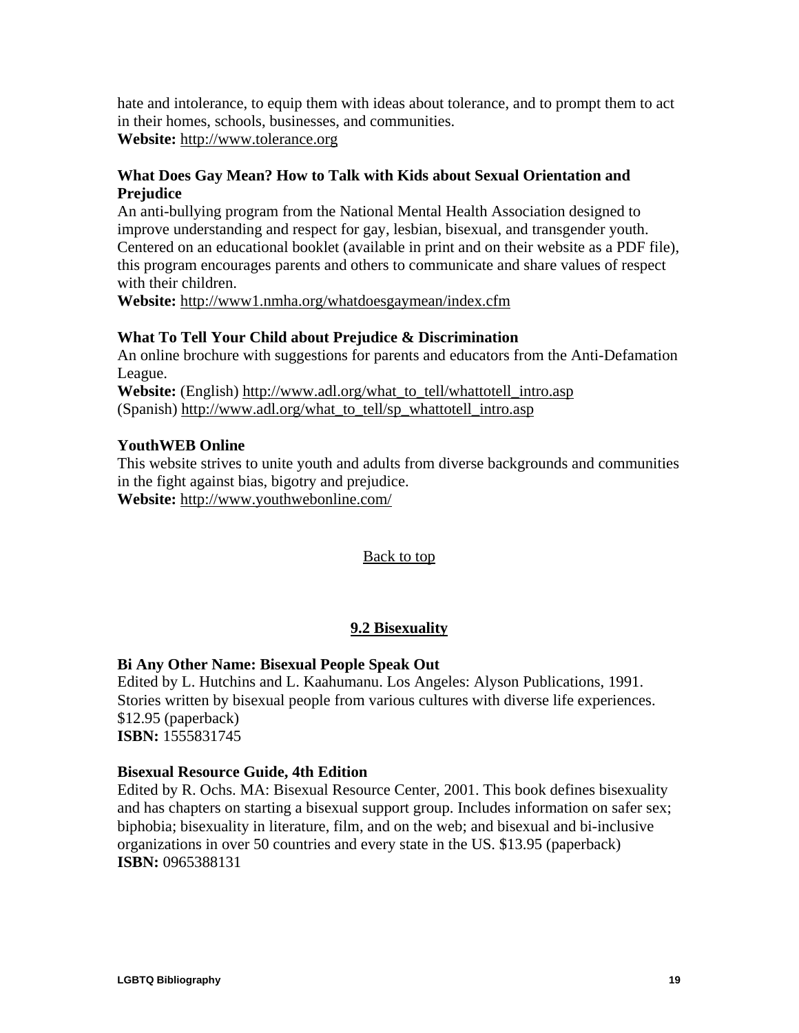hate and intolerance, to equip them with ideas about tolerance, and to prompt them to act in their homes, schools, businesses, and communities.
**Website:** http://www.tolerance.org

**What Does Gay Mean? How to Talk with Kids about Sexual Orientation and Prejudice**
An anti-bullying program from the National Mental Health Association designed to improve understanding and respect for gay, lesbian, bisexual, and transgender youth. Centered on an educational booklet (available in print and on their website as a PDF file), this program encourages parents and others to communicate and share values of respect with their children.
**Website:** http://www1.nmha.org/whatdoesgaymean/index.cfm

**What To Tell Your Child about Prejudice & Discrimination**
An online brochure with suggestions for parents and educators from the Anti-Defamation League.
**Website:** (English) http://www.adl.org/what_to_tell/whattotell_intro.asp
(Spanish) http://www.adl.org/what_to_tell/sp_whattotell_intro.asp

**YouthWEB Online**
This website strives to unite youth and adults from diverse backgrounds and communities in the fight against bias, bigotry and prejudice.
**Website:** http://www.youthwebonline.com/

Back to top

## 9.2 Bisexuality

**Bi Any Other Name: Bisexual People Speak Out**
Edited by L. Hutchins and L. Kaahumanu. Los Angeles: Alyson Publications, 1991. Stories written by bisexual people from various cultures with diverse life experiences. $12.95 (paperback)
**ISBN:** 1555831745

**Bisexual Resource Guide, 4th Edition**
Edited by R. Ochs. MA: Bisexual Resource Center, 2001. This book defines bisexuality and has chapters on starting a bisexual support group. Includes information on safer sex; biphobia; bisexuality in literature, film, and on the web; and bisexual and bi-inclusive organizations in over 50 countries and every state in the US. $13.95 (paperback)
**ISBN:** 0965388131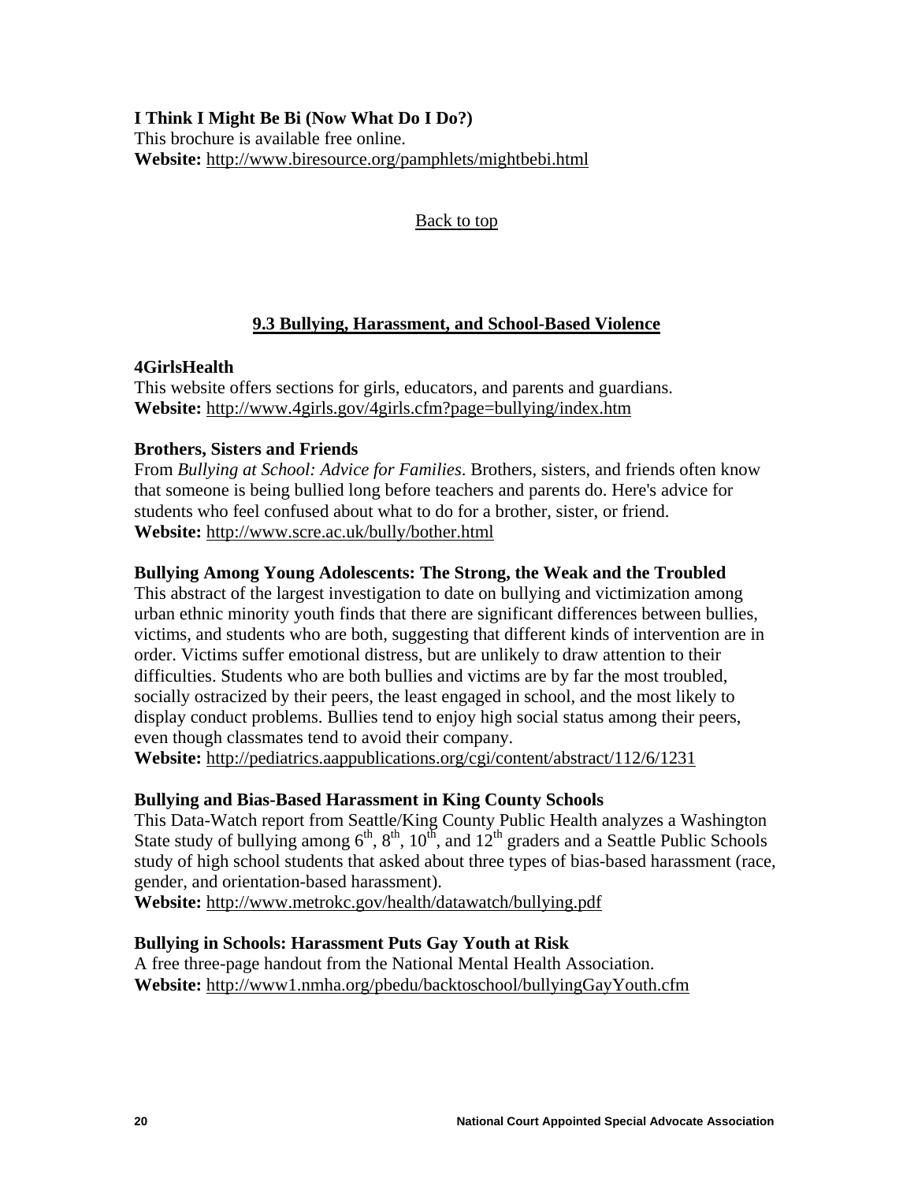**I Think I Might Be Bi (Now What Do I Do?)**
This brochure is available free online.
**Website:** http://www.biresource.org/pamphlets/mightbebi.html

Back to top

## 9.3 Bullying, Harassment, and School-Based Violence

**4GirlsHealth**
This website offers sections for girls, educators, and parents and guardians.
**Website:** http://www.4girls.gov/4girls.cfm?page=bullying/index.htm

**Brothers, Sisters and Friends**
From *Bullying at School: Advice for Families*. Brothers, sisters, and friends often know that someone is being bullied long before teachers and parents do. Here's advice for students who feel confused about what to do for a brother, sister, or friend.
**Website:** http://www.scre.ac.uk/bully/bother.html

**Bullying Among Young Adolescents: The Strong, the Weak and the Troubled**
This abstract of the largest investigation to date on bullying and victimization among urban ethnic minority youth finds that there are significant differences between bullies, victims, and students who are both, suggesting that different kinds of intervention are in order. Victims suffer emotional distress, but are unlikely to draw attention to their difficulties. Students who are both bullies and victims are by far the most troubled, socially ostracized by their peers, the least engaged in school, and the most likely to display conduct problems. Bullies tend to enjoy high social status among their peers, even though classmates tend to avoid their company.
**Website:** http://pediatrics.aappublications.org/cgi/content/abstract/112/6/1231

**Bullying and Bias-Based Harassment in King County Schools**
This Data-Watch report from Seattle/King County Public Health analyzes a Washington State study of bullying among 6th, 8th, 10th, and 12th graders and a Seattle Public Schools study of high school students that asked about three types of bias-based harassment (race, gender, and orientation-based harassment).
**Website:** http://www.metrokc.gov/health/datawatch/bullying.pdf

**Bullying in Schools: Harassment Puts Gay Youth at Risk**
A free three-page handout from the National Mental Health Association.
**Website:** http://www1.nmha.org/pbedu/backtoschool/bullyingGayYouth.cfm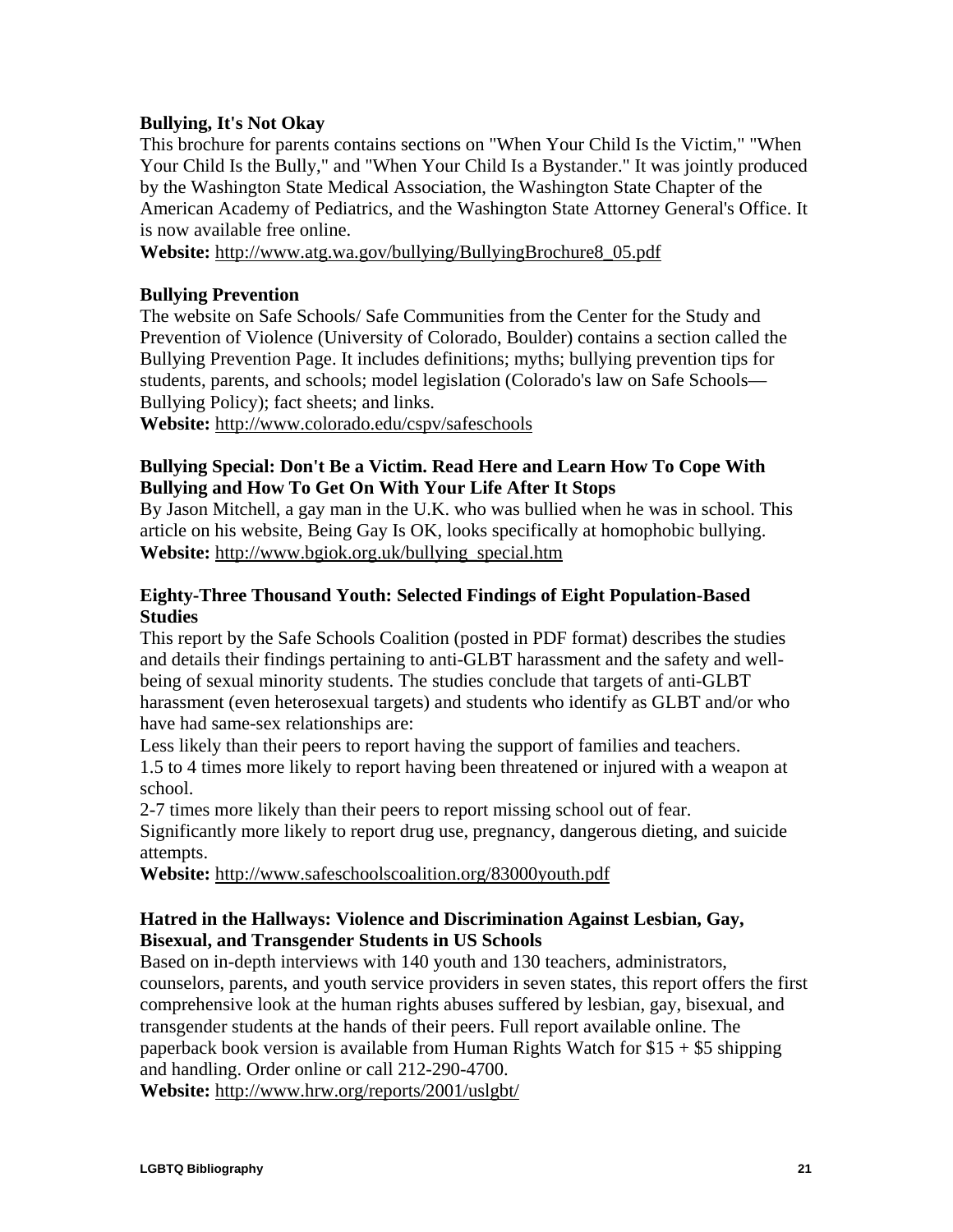**Bullying, It's Not Okay**

This brochure for parents contains sections on "When Your Child Is the Victim," "When Your Child Is the Bully," and "When Your Child Is a Bystander." It was jointly produced by the Washington State Medical Association, the Washington State Chapter of the American Academy of Pediatrics, and the Washington State Attorney General's Office. It is now available free online.

**Website:** http://www.atg.wa.gov/bullying/BullyingBrochure8_05.pdf

**Bullying Prevention**

The website on Safe Schools/ Safe Communities from the Center for the Study and Prevention of Violence (University of Colorado, Boulder) contains a section called the Bullying Prevention Page. It includes definitions; myths; bullying prevention tips for students, parents, and schools; model legislation (Colorado's law on Safe Schools—Bullying Policy); fact sheets; and links.

**Website:** http://www.colorado.edu/cspv/safeschools

**Bullying Special: Don't Be a Victim. Read Here and Learn How To Cope With Bullying and How To Get On With Your Life After It Stops**

By Jason Mitchell, a gay man in the U.K. who was bullied when he was in school. This article on his website, Being Gay Is OK, looks specifically at homophobic bullying.

**Website:** http://www.bgiok.org.uk/bullying_special.htm

**Eighty-Three Thousand Youth: Selected Findings of Eight Population-Based Studies**

This report by the Safe Schools Coalition (posted in PDF format) describes the studies and details their findings pertaining to anti-GLBT harassment and the safety and well-being of sexual minority students. The studies conclude that targets of anti-GLBT harassment (even heterosexual targets) and students who identify as GLBT and/or who have had same-sex relationships are:

Less likely than their peers to report having the support of families and teachers.

1.5 to 4 times more likely to report having been threatened or injured with a weapon at school.

2-7 times more likely than their peers to report missing school out of fear.

Significantly more likely to report drug use, pregnancy, dangerous dieting, and suicide attempts.

**Website:** http://www.safeschoolscoalition.org/83000youth.pdf

**Hatred in the Hallways: Violence and Discrimination Against Lesbian, Gay, Bisexual, and Transgender Students in US Schools**

Based on in-depth interviews with 140 youth and 130 teachers, administrators, counselors, parents, and youth service providers in seven states, this report offers the first comprehensive look at the human rights abuses suffered by lesbian, gay, bisexual, and transgender students at the hands of their peers. Full report available online. The paperback book version is available from Human Rights Watch for $15 + $5 shipping and handling. Order online or call 212-290-4700.

**Website:** http://www.hrw.org/reports/2001/uslgbt/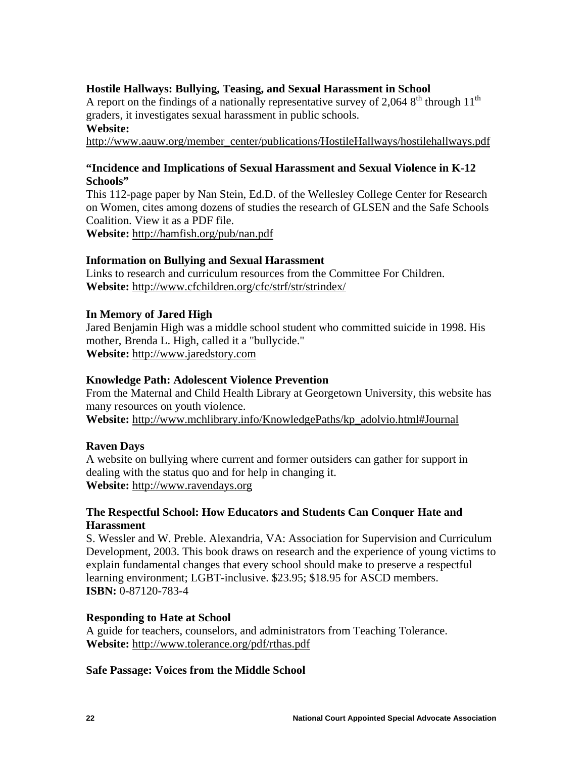**Hostile Hallways: Bullying, Teasing, and Sexual Harassment in School**
A report on the findings of a nationally representative survey of 2,064 8$^{th}$ through 11$^{th}$ graders, it investigates sexual harassment in public schools.
**Website:**
http://www.aauw.org/member_center/publications/HostileHallways/hostilehallways.pdf

**"Incidence and Implications of Sexual Harassment and Sexual Violence in K-12 Schools"**
This 112-page paper by Nan Stein, Ed.D. of the Wellesley College Center for Research on Women, cites among dozens of studies the research of GLSEN and the Safe Schools Coalition. View it as a PDF file.
**Website:** http://hamfish.org/pub/nan.pdf

**Information on Bullying and Sexual Harassment**
Links to research and curriculum resources from the Committee For Children.
**Website:** http://www.cfchildren.org/cfc/strf/str/strindex/

**In Memory of Jared High**
Jared Benjamin High was a middle school student who committed suicide in 1998. His mother, Brenda L. High, called it a "bullycide."
**Website:** http://www.jaredstory.com

**Knowledge Path: Adolescent Violence Prevention**
From the Maternal and Child Health Library at Georgetown University, this website has many resources on youth violence.
**Website:** http://www.mchlibrary.info/KnowledgePaths/kp_adolvio.html#Journal

**Raven Days**
A website on bullying where current and former outsiders can gather for support in dealing with the status quo and for help in changing it.
**Website:** http://www.ravendays.org

**The Respectful School: How Educators and Students Can Conquer Hate and Harassment**
S. Wessler and W. Preble. Alexandria, VA: Association for Supervision and Curriculum Development, 2003. This book draws on research and the experience of young victims to explain fundamental changes that every school should make to preserve a respectful learning environment; LGBT-inclusive. $23.95; $18.95 for ASCD members.
**ISBN:** 0-87120-783-4

**Responding to Hate at School**
A guide for teachers, counselors, and administrators from Teaching Tolerance.
**Website:** http://www.tolerance.org/pdf/rthas.pdf

**Safe Passage: Voices from the Middle School**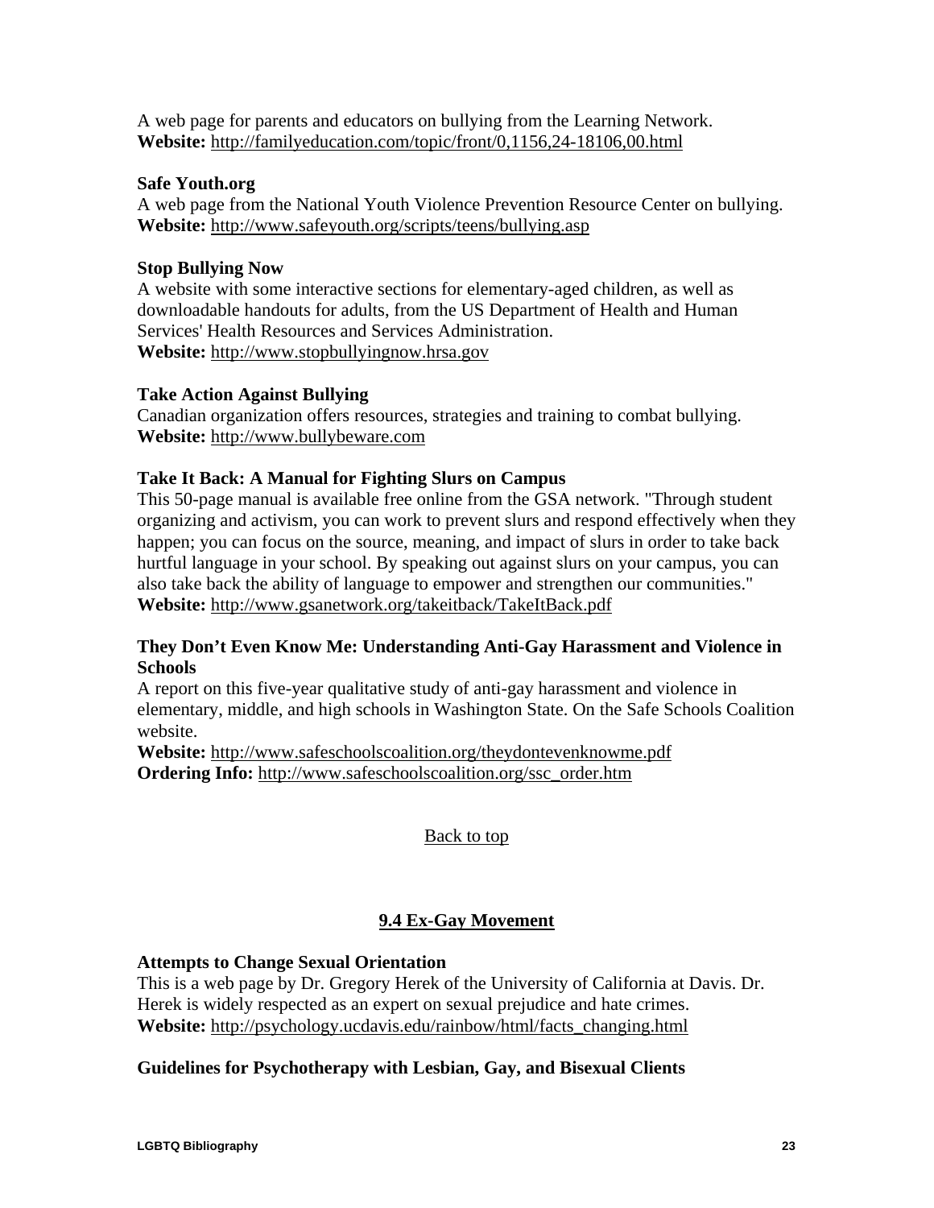A web page for parents and educators on bullying from the Learning Network.
**Website:** http://familyeducation.com/topic/front/0,1156,24-18106,00.html

**Safe Youth.org**
A web page from the National Youth Violence Prevention Resource Center on bullying.
**Website:** http://www.safeyouth.org/scripts/teens/bullying.asp

**Stop Bullying Now**
A website with some interactive sections for elementary-aged children, as well as downloadable handouts for adults, from the US Department of Health and Human Services' Health Resources and Services Administration.
**Website:** http://www.stopbullyingnow.hrsa.gov

**Take Action Against Bullying**
Canadian organization offers resources, strategies and training to combat bullying.
**Website:** http://www.bullybeware.com

**Take It Back: A Manual for Fighting Slurs on Campus**
This 50-page manual is available free online from the GSA network. "Through student organizing and activism, you can work to prevent slurs and respond effectively when they happen; you can focus on the source, meaning, and impact of slurs in order to take back hurtful language in your school. By speaking out against slurs on your campus, you can also take back the ability of language to empower and strengthen our communities."
**Website:** http://www.gsanetwork.org/takeitback/TakeItBack.pdf

**They Don't Even Know Me: Understanding Anti-Gay Harassment and Violence in Schools**
A report on this five-year qualitative study of anti-gay harassment and violence in elementary, middle, and high schools in Washington State. On the Safe Schools Coalition website.
**Website:** http://www.safeschoolscoalition.org/theydontevenknowme.pdf
**Ordering Info:** http://www.safeschoolscoalition.org/ssc_order.htm

Back to top

## 9.4 Ex-Gay Movement

**Attempts to Change Sexual Orientation**
This is a web page by Dr. Gregory Herek of the University of California at Davis. Dr. Herek is widely respected as an expert on sexual prejudice and hate crimes.
**Website:** http://psychology.ucdavis.edu/rainbow/html/facts_changing.html

**Guidelines for Psychotherapy with Lesbian, Gay, and Bisexual Clients**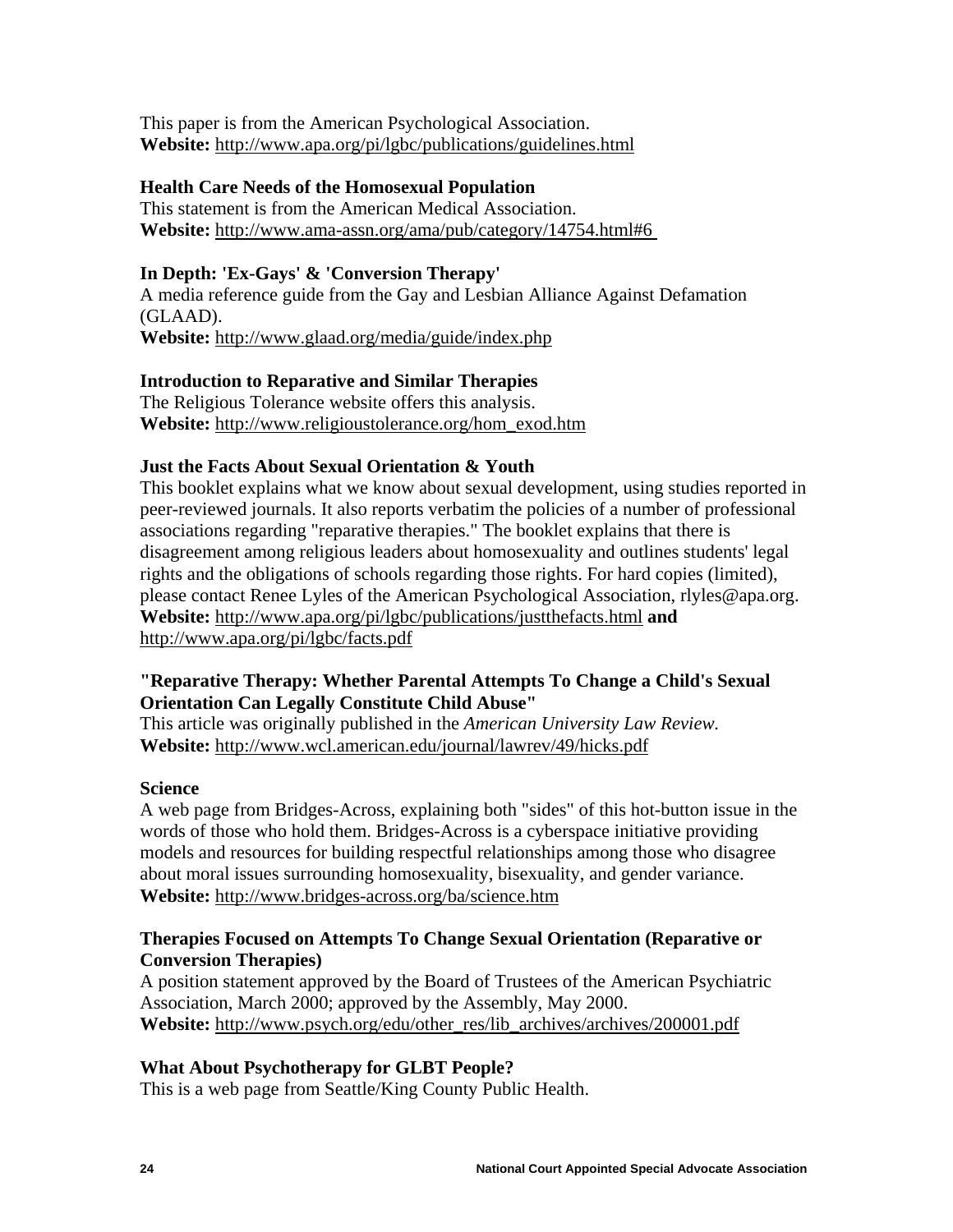This paper is from the American Psychological Association.
**Website:** http://www.apa.org/pi/lgbc/publications/guidelines.html

**Health Care Needs of the Homosexual Population**
This statement is from the American Medical Association.
**Website:** http://www.ama-assn.org/ama/pub/category/14754.html#6

**In Depth: 'Ex-Gays' & 'Conversion Therapy'**
A media reference guide from the Gay and Lesbian Alliance Against Defamation (GLAAD).
**Website:** http://www.glaad.org/media/guide/index.php

**Introduction to Reparative and Similar Therapies**
The Religious Tolerance website offers this analysis.
**Website:** http://www.religioustolerance.org/hom_exod.htm

**Just the Facts About Sexual Orientation & Youth**
This booklet explains what we know about sexual development, using studies reported in peer-reviewed journals. It also reports verbatim the policies of a number of professional associations regarding "reparative therapies." The booklet explains that there is disagreement among religious leaders about homosexuality and outlines students' legal rights and the obligations of schools regarding those rights. For hard copies (limited), please contact Renee Lyles of the American Psychological Association, rlyles@apa.org.
**Website:** http://www.apa.org/pi/lgbc/publications/justthefacts.html **and** http://www.apa.org/pi/lgbc/facts.pdf

**"Reparative Therapy: Whether Parental Attempts To Change a Child's Sexual Orientation Can Legally Constitute Child Abuse"**
This article was originally published in the *American University Law Review.*
**Website:** http://www.wcl.american.edu/journal/lawrev/49/hicks.pdf

**Science**
A web page from Bridges-Across, explaining both "sides" of this hot-button issue in the words of those who hold them. Bridges-Across is a cyberspace initiative providing models and resources for building respectful relationships among those who disagree about moral issues surrounding homosexuality, bisexuality, and gender variance.
**Website:** http://www.bridges-across.org/ba/science.htm

**Therapies Focused on Attempts To Change Sexual Orientation (Reparative or Conversion Therapies)**
A position statement approved by the Board of Trustees of the American Psychiatric Association, March 2000; approved by the Assembly, May 2000.
**Website:** http://www.psych.org/edu/other_res/lib_archives/archives/200001.pdf

**What About Psychotherapy for GLBT People?**
This is a web page from Seattle/King County Public Health.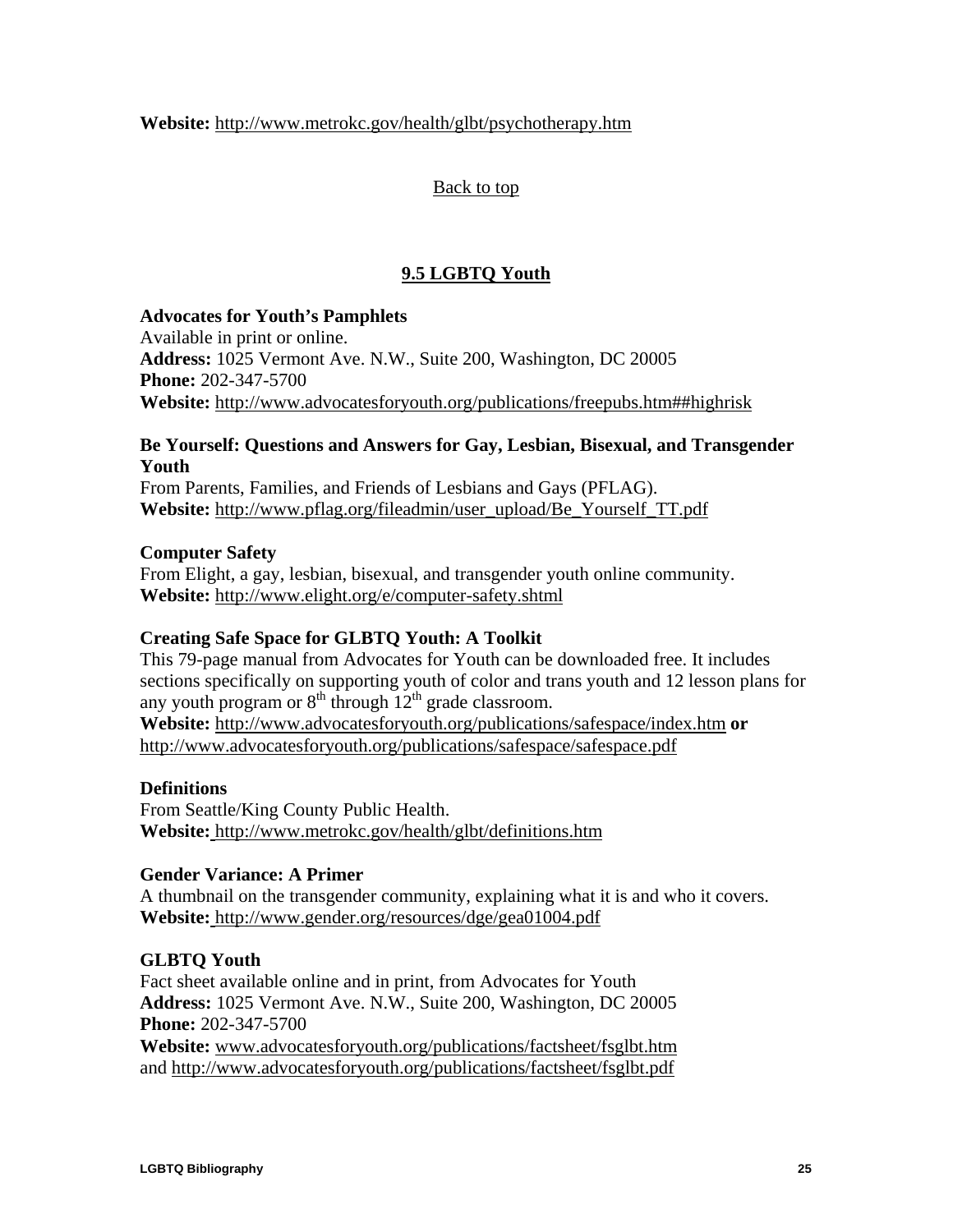**Website:** http://www.metrokc.gov/health/glbt/psychotherapy.htm

Back to top

## 9.5 LGBTQ Youth

**Advocates for Youth's Pamphlets**
Available in print or online.
**Address:** 1025 Vermont Ave. N.W., Suite 200, Washington, DC 20005
**Phone:** 202-347-5700
**Website:** http://www.advocatesforyouth.org/publications/freepubs.htm##highrisk

**Be Yourself: Questions and Answers for Gay, Lesbian, Bisexual, and Transgender Youth**
From Parents, Families, and Friends of Lesbians and Gays (PFLAG).
**Website:** http://www.pflag.org/fileadmin/user_upload/Be_Yourself_TT.pdf

**Computer Safety**
From Elight, a gay, lesbian, bisexual, and transgender youth online community.
**Website:** http://www.elight.org/e/computer-safety.shtml

**Creating Safe Space for GLBTQ Youth: A Toolkit**
This 79-page manual from Advocates for Youth can be downloaded free. It includes sections specifically on supporting youth of color and trans youth and 12 lesson plans for any youth program or 8th through 12th grade classroom.
**Website:** http://www.advocatesforyouth.org/publications/safespace/index.htm **or** http://www.advocatesforyouth.org/publications/safespace/safespace.pdf

**Definitions**
From Seattle/King County Public Health.
**Website:** http://www.metrokc.gov/health/glbt/definitions.htm

**Gender Variance: A Primer**
A thumbnail on the transgender community, explaining what it is and who it covers.
**Website:** http://www.gender.org/resources/dge/gea01004.pdf

**GLBTQ Youth**
Fact sheet available online and in print, from Advocates for Youth
**Address:** 1025 Vermont Ave. N.W., Suite 200, Washington, DC 20005
**Phone:** 202-347-5700
**Website:** www.advocatesforyouth.org/publications/factsheet/fsglbt.htm and http://www.advocatesforyouth.org/publications/factsheet/fsglbt.pdf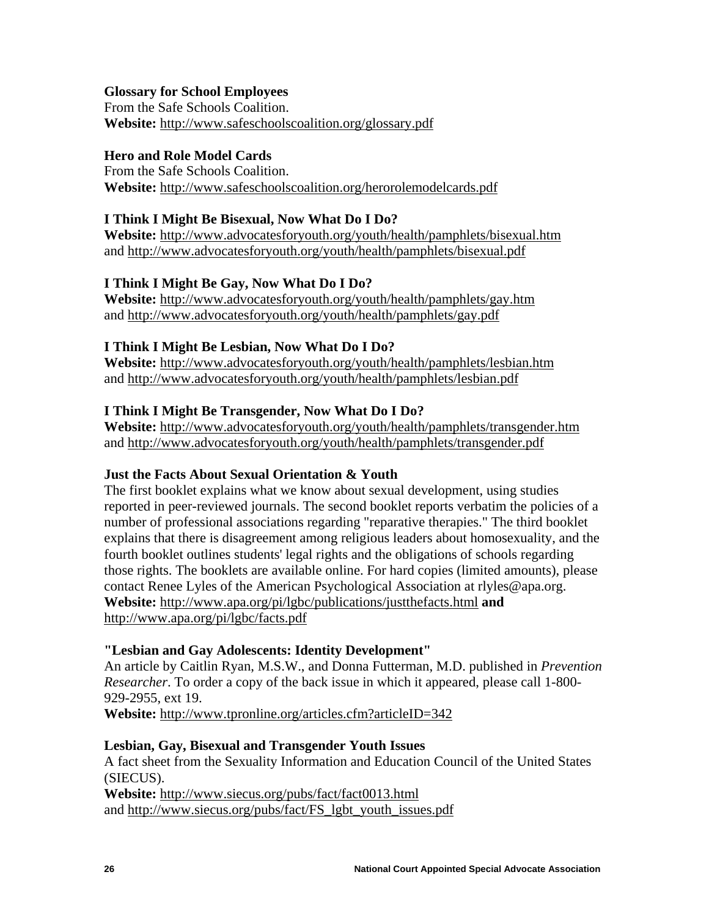**Glossary for School Employees**
From the Safe Schools Coalition.
**Website:** http://www.safeschoolscoalition.org/glossary.pdf

**Hero and Role Model Cards**
From the Safe Schools Coalition.
**Website:** http://www.safeschoolscoalition.org/herorolemodelcards.pdf

**I Think I Might Be Bisexual, Now What Do I Do?**
**Website:** http://www.advocatesforyouth.org/youth/health/pamphlets/bisexual.htm and http://www.advocatesforyouth.org/youth/health/pamphlets/bisexual.pdf

**I Think I Might Be Gay, Now What Do I Do?**
**Website:** http://www.advocatesforyouth.org/youth/health/pamphlets/gay.htm and http://www.advocatesforyouth.org/youth/health/pamphlets/gay.pdf

**I Think I Might Be Lesbian, Now What Do I Do?**
**Website:** http://www.advocatesforyouth.org/youth/health/pamphlets/lesbian.htm and http://www.advocatesforyouth.org/youth/health/pamphlets/lesbian.pdf

**I Think I Might Be Transgender, Now What Do I Do?**
**Website:** http://www.advocatesforyouth.org/youth/health/pamphlets/transgender.htm and http://www.advocatesforyouth.org/youth/health/pamphlets/transgender.pdf

**Just the Facts About Sexual Orientation & Youth**
The first booklet explains what we know about sexual development, using studies reported in peer-reviewed journals. The second booklet reports verbatim the policies of a number of professional associations regarding "reparative therapies." The third booklet explains that there is disagreement among religious leaders about homosexuality, and the fourth booklet outlines students' legal rights and the obligations of schools regarding those rights. The booklets are available online. For hard copies (limited amounts), please contact Renee Lyles of the American Psychological Association at rlyles@apa.org.
**Website:** http://www.apa.org/pi/lgbc/publications/justthefacts.html **and** http://www.apa.org/pi/lgbc/facts.pdf

**"Lesbian and Gay Adolescents: Identity Development"**
An article by Caitlin Ryan, M.S.W., and Donna Futterman, M.D. published in *Prevention Researcher*. To order a copy of the back issue in which it appeared, please call 1-800-929-2955, ext 19.
**Website:** http://www.tpronline.org/articles.cfm?articleID=342

**Lesbian, Gay, Bisexual and Transgender Youth Issues**
A fact sheet from the Sexuality Information and Education Council of the United States (SIECUS).
**Website:** http://www.siecus.org/pubs/fact/fact0013.html and http://www.siecus.org/pubs/fact/FS_lgbt_youth_issues.pdf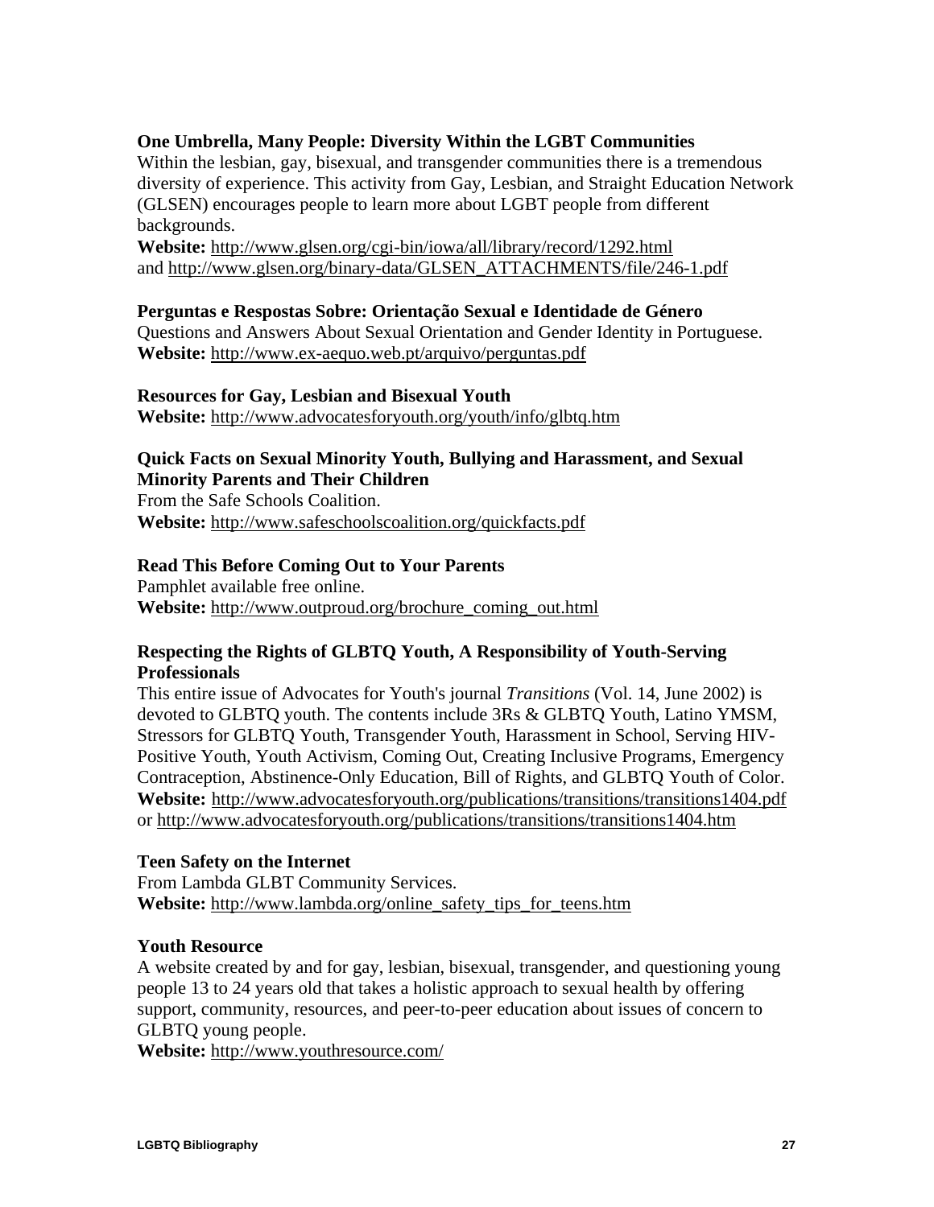**One Umbrella, Many People: Diversity Within the LGBT Communities**
Within the lesbian, gay, bisexual, and transgender communities there is a tremendous diversity of experience. This activity from Gay, Lesbian, and Straight Education Network (GLSEN) encourages people to learn more about LGBT people from different backgrounds.
**Website:** http://www.glsen.org/cgi-bin/iowa/all/library/record/1292.html
and http://www.glsen.org/binary-data/GLSEN_ATTACHMENTS/file/246-1.pdf

**Perguntas e Respostas Sobre: Orientação Sexual e Identidade de Género**
Questions and Answers About Sexual Orientation and Gender Identity in Portuguese.
**Website:** http://www.ex-aequo.web.pt/arquivo/perguntas.pdf

**Resources for Gay, Lesbian and Bisexual Youth**
**Website:** http://www.advocatesforyouth.org/youth/info/glbtq.htm

**Quick Facts on Sexual Minority Youth, Bullying and Harassment, and Sexual Minority Parents and Their Children**
From the Safe Schools Coalition.
**Website:** http://www.safeschoolscoalition.org/quickfacts.pdf

**Read This Before Coming Out to Your Parents**
Pamphlet available free online.
**Website:** http://www.outproud.org/brochure_coming_out.html

**Respecting the Rights of GLBTQ Youth, A Responsibility of Youth-Serving Professionals**
This entire issue of Advocates for Youth's journal *Transitions* (Vol. 14, June 2002) is devoted to GLBTQ youth. The contents include 3Rs & GLBTQ Youth, Latino YMSM, Stressors for GLBTQ Youth, Transgender Youth, Harassment in School, Serving HIV-Positive Youth, Youth Activism, Coming Out, Creating Inclusive Programs, Emergency Contraception, Abstinence-Only Education, Bill of Rights, and GLBTQ Youth of Color.
**Website:** http://www.advocatesforyouth.org/publications/transitions/transitions1404.pdf
or http://www.advocatesforyouth.org/publications/transitions/transitions1404.htm

**Teen Safety on the Internet**
From Lambda GLBT Community Services.
**Website:** http://www.lambda.org/online_safety_tips_for_teens.htm

**Youth Resource**
A website created by and for gay, lesbian, bisexual, transgender, and questioning young people 13 to 24 years old that takes a holistic approach to sexual health by offering support, community, resources, and peer-to-peer education about issues of concern to GLBTQ young people.
**Website:** http://www.youthresource.com/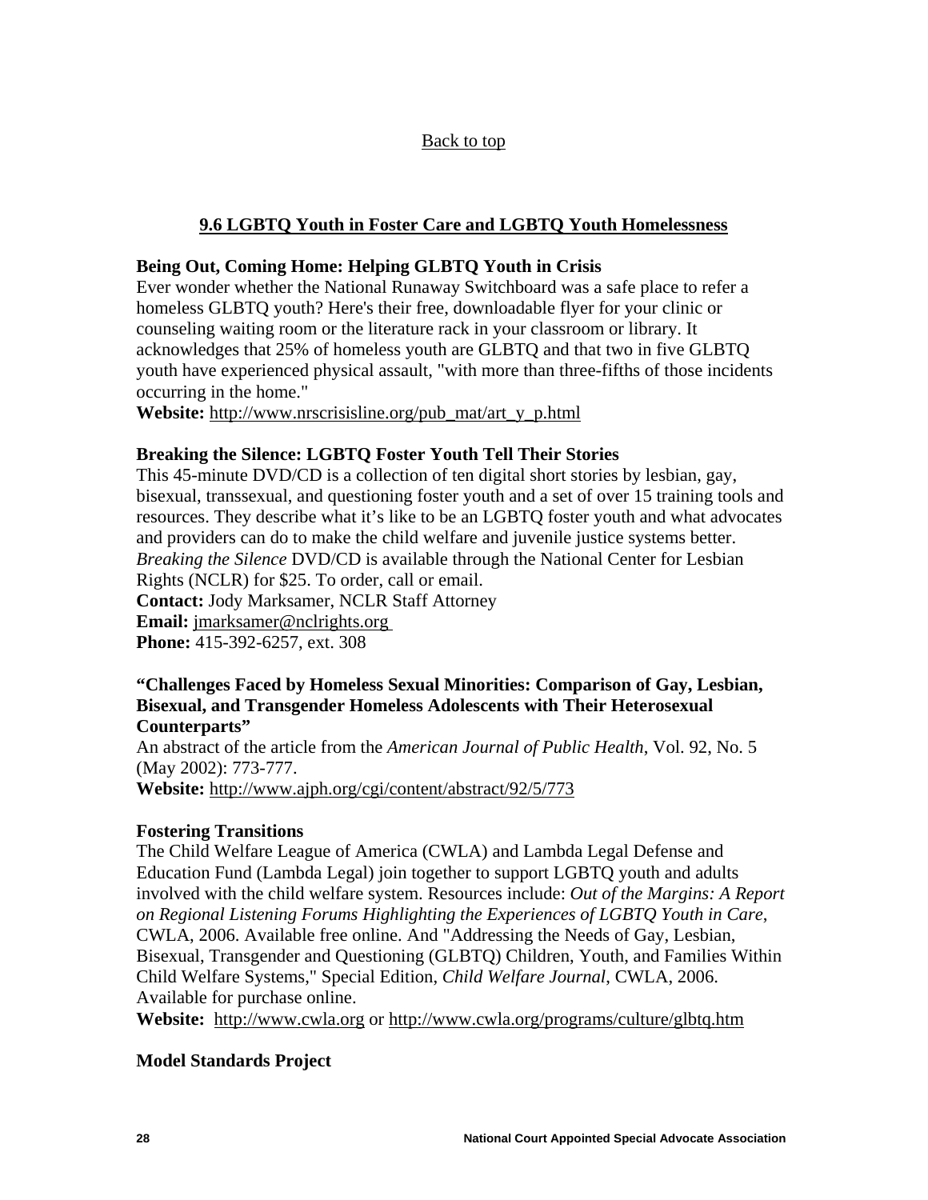Back to top

## 9.6 LGBTQ Youth in Foster Care and LGBTQ Youth Homelessness

**Being Out, Coming Home: Helping GLBTQ Youth in Crisis**
Ever wonder whether the National Runaway Switchboard was a safe place to refer a homeless GLBTQ youth? Here's their free, downloadable flyer for your clinic or counseling waiting room or the literature rack in your classroom or library. It acknowledges that 25% of homeless youth are GLBTQ and that two in five GLBTQ youth have experienced physical assault, "with more than three-fifths of those incidents occurring in the home."
**Website:** http://www.nrscrisisline.org/pub_mat/art_y_p.html

**Breaking the Silence: LGBTQ Foster Youth Tell Their Stories**
This 45-minute DVD/CD is a collection of ten digital short stories by lesbian, gay, bisexual, transsexual, and questioning foster youth and a set of over 15 training tools and resources. They describe what it's like to be an LGBTQ foster youth and what advocates and providers can do to make the child welfare and juvenile justice systems better. *Breaking the Silence* DVD/CD is available through the National Center for Lesbian Rights (NCLR) for $25. To order, call or email.
**Contact:** Jody Marksamer, NCLR Staff Attorney
**Email:** jmarksamer@nclrights.org
**Phone:** 415-392-6257, ext. 308

**"Challenges Faced by Homeless Sexual Minorities: Comparison of Gay, Lesbian, Bisexual, and Transgender Homeless Adolescents with Their Heterosexual Counterparts"**
An abstract of the article from the *American Journal of Public Health*, Vol. 92, No. 5 (May 2002): 773-777.
**Website:** http://www.ajph.org/cgi/content/abstract/92/5/773

**Fostering Transitions**
The Child Welfare League of America (CWLA) and Lambda Legal Defense and Education Fund (Lambda Legal) join together to support LGBTQ youth and adults involved with the child welfare system. Resources include: *Out of the Margins: A Report on Regional Listening Forums Highlighting the Experiences of LGBTQ Youth in Care*, CWLA, 2006. Available free online. And "Addressing the Needs of Gay, Lesbian, Bisexual, Transgender and Questioning (GLBTQ) Children, Youth, and Families Within Child Welfare Systems," Special Edition, *Child Welfare Journal*, CWLA, 2006. Available for purchase online.
**Website:** http://www.cwla.org or http://www.cwla.org/programs/culture/glbtq.htm

**Model Standards Project**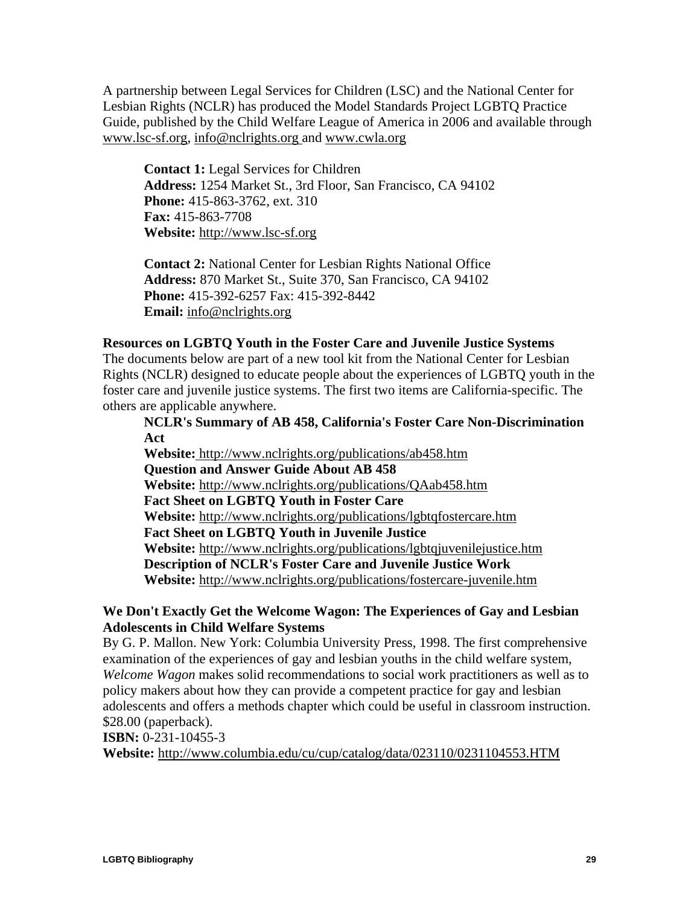A partnership between Legal Services for Children (LSC) and the National Center for Lesbian Rights (NCLR) has produced the Model Standards Project LGBTQ Practice Guide, published by the Child Welfare League of America in 2006 and available through www.lsc-sf.org, info@nclrights.org and www.cwla.org

> **Contact 1:** Legal Services for Children
> **Address:** 1254 Market St., 3rd Floor, San Francisco, CA 94102
> **Phone:** 415-863-3762, ext. 310
> **Fax:** 415-863-7708
> **Website:** http://www.lsc-sf.org
>
> **Contact 2:** National Center for Lesbian Rights National Office
> **Address:** 870 Market St., Suite 370, San Francisco, CA 94102
> **Phone:** 415-392-6257 Fax: 415-392-8442
> **Email:** info@nclrights.org

**Resources on LGBTQ Youth in the Foster Care and Juvenile Justice Systems**
The documents below are part of a new tool kit from the National Center for Lesbian Rights (NCLR) designed to educate people about the experiences of LGBTQ youth in the foster care and juvenile justice systems. The first two items are California-specific. The others are applicable anywhere.

> **NCLR's Summary of AB 458, California's Foster Care Non-Discrimination Act**
> **Website:** http://www.nclrights.org/publications/ab458.htm
> **Question and Answer Guide About AB 458**
> **Website:** http://www.nclrights.org/publications/QAab458.htm
> **Fact Sheet on LGBTQ Youth in Foster Care**
> **Website:** http://www.nclrights.org/publications/lgbtqfostercare.htm
> **Fact Sheet on LGBTQ Youth in Juvenile Justice**
> **Website:** http://www.nclrights.org/publications/lgbtqjuvenilejustice.htm
> **Description of NCLR's Foster Care and Juvenile Justice Work**
> **Website:** http://www.nclrights.org/publications/fostercare-juvenile.htm

**We Don't Exactly Get the Welcome Wagon: The Experiences of Gay and Lesbian Adolescents in Child Welfare Systems**
By G. P. Mallon. New York: Columbia University Press, 1998. The first comprehensive examination of the experiences of gay and lesbian youths in the child welfare system, *Welcome Wagon* makes solid recommendations to social work practitioners as well as to policy makers about how they can provide a competent practice for gay and lesbian adolescents and offers a methods chapter which could be useful in classroom instruction. $28.00 (paperback).
**ISBN:** 0-231-10455-3
**Website:** http://www.columbia.edu/cu/cup/catalog/data/023110/0231104553.HTM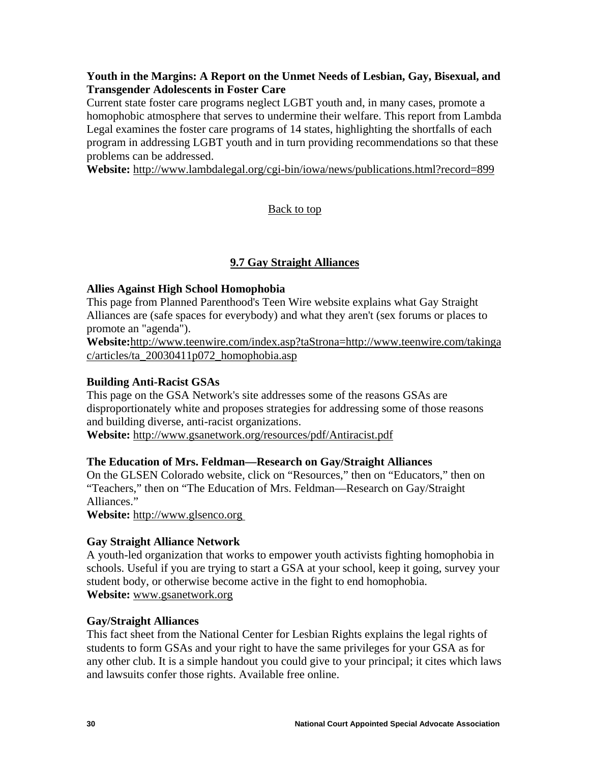**Youth in the Margins: A Report on the Unmet Needs of Lesbian, Gay, Bisexual, and Transgender Adolescents in Foster Care**
Current state foster care programs neglect LGBT youth and, in many cases, promote a homophobic atmosphere that serves to undermine their welfare. This report from Lambda Legal examines the foster care programs of 14 states, highlighting the shortfalls of each program in addressing LGBT youth and in turn providing recommendations so that these problems can be addressed.
**Website:** http://www.lambdalegal.org/cgi-bin/iowa/news/publications.html?record=899

Back to top

## 9.7 Gay Straight Alliances

**Allies Against High School Homophobia**
This page from Planned Parenthood's Teen Wire website explains what Gay Straight Alliances are (safe spaces for everybody) and what they aren't (sex forums or places to promote an "agenda").
**Website:** http://www.teenwire.com/index.asp?taStrona=http://www.teenwire.com/takingac/articles/ta_20030411p072_homophobia.asp

**Building Anti-Racist GSAs**
This page on the GSA Network's site addresses some of the reasons GSAs are disproportionately white and proposes strategies for addressing some of those reasons and building diverse, anti-racist organizations.
**Website:** http://www.gsanetwork.org/resources/pdf/Antiracist.pdf

**The Education of Mrs. Feldman—Research on Gay/Straight Alliances**
On the GLSEN Colorado website, click on "Resources," then on "Educators," then on "Teachers," then on "The Education of Mrs. Feldman—Research on Gay/Straight Alliances."
**Website:** http://www.glsenco.org

**Gay Straight Alliance Network**
A youth-led organization that works to empower youth activists fighting homophobia in schools. Useful if you are trying to start a GSA at your school, keep it going, survey your student body, or otherwise become active in the fight to end homophobia.
**Website:** www.gsanetwork.org

**Gay/Straight Alliances**
This fact sheet from the National Center for Lesbian Rights explains the legal rights of students to form GSAs and your right to have the same privileges for your GSA as for any other club. It is a simple handout you could give to your principal; it cites which laws and lawsuits confer those rights. Available free online.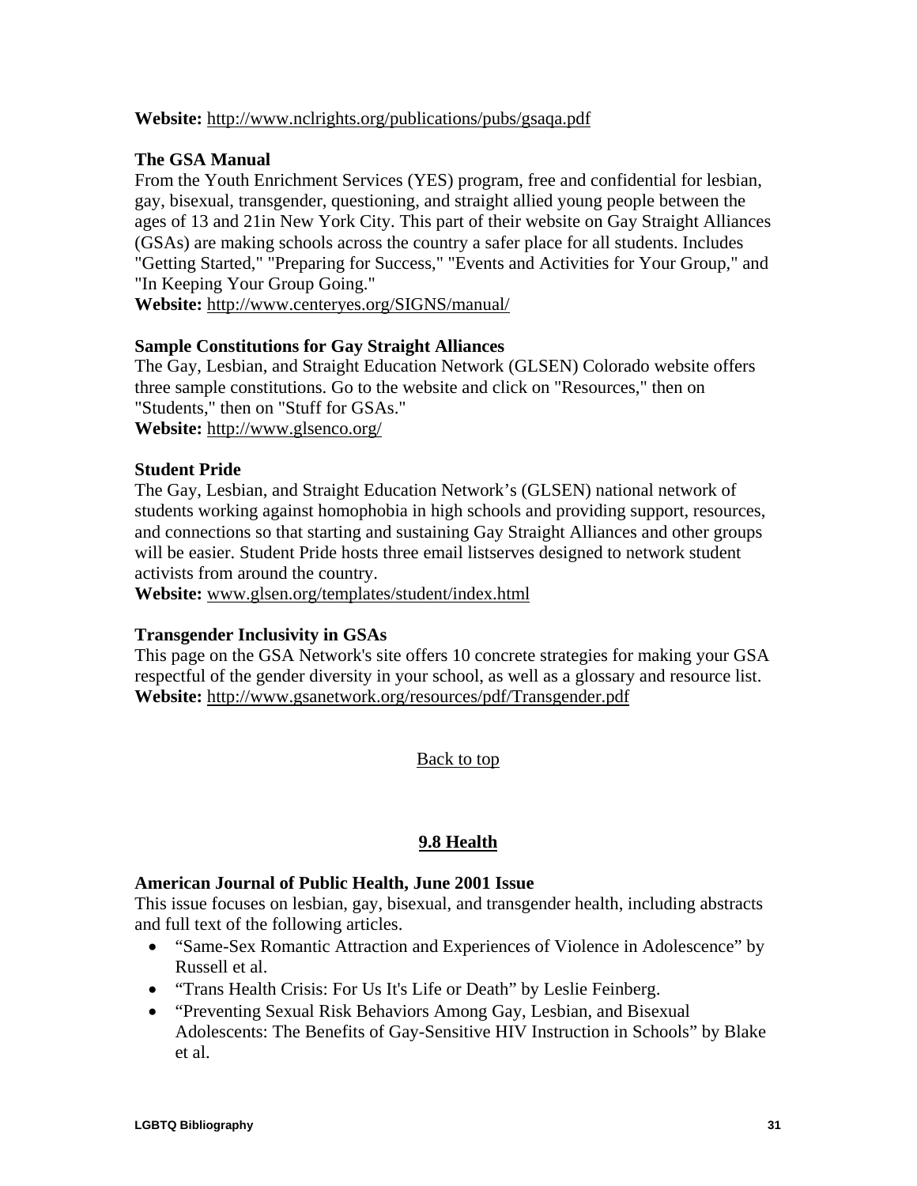**Website:** http://www.nclrights.org/publications/pubs/gsaqa.pdf

**The GSA Manual**
From the Youth Enrichment Services (YES) program, free and confidential for lesbian, gay, bisexual, transgender, questioning, and straight allied young people between the ages of 13 and 21in New York City. This part of their website on Gay Straight Alliances (GSAs) are making schools across the country a safer place for all students. Includes "Getting Started," "Preparing for Success," "Events and Activities for Your Group," and "In Keeping Your Group Going."
**Website:** http://www.centeryes.org/SIGNS/manual/

**Sample Constitutions for Gay Straight Alliances**
The Gay, Lesbian, and Straight Education Network (GLSEN) Colorado website offers three sample constitutions. Go to the website and click on "Resources," then on "Students," then on "Stuff for GSAs."
**Website:** http://www.glsenco.org/

**Student Pride**
The Gay, Lesbian, and Straight Education Network's (GLSEN) national network of students working against homophobia in high schools and providing support, resources, and connections so that starting and sustaining Gay Straight Alliances and other groups will be easier. Student Pride hosts three email listserves designed to network student activists from around the country.
**Website:** www.glsen.org/templates/student/index.html

**Transgender Inclusivity in GSAs**
This page on the GSA Network's site offers 10 concrete strategies for making your GSA respectful of the gender diversity in your school, as well as a glossary and resource list.
**Website:** http://www.gsanetwork.org/resources/pdf/Transgender.pdf

Back to top

## 9.8 Health

**American Journal of Public Health, June 2001 Issue**
This issue focuses on lesbian, gay, bisexual, and transgender health, including abstracts and full text of the following articles.

- "Same-Sex Romantic Attraction and Experiences of Violence in Adolescence" by Russell et al.
- "Trans Health Crisis: For Us It's Life or Death" by Leslie Feinberg.
- "Preventing Sexual Risk Behaviors Among Gay, Lesbian, and Bisexual Adolescents: The Benefits of Gay-Sensitive HIV Instruction in Schools" by Blake et al.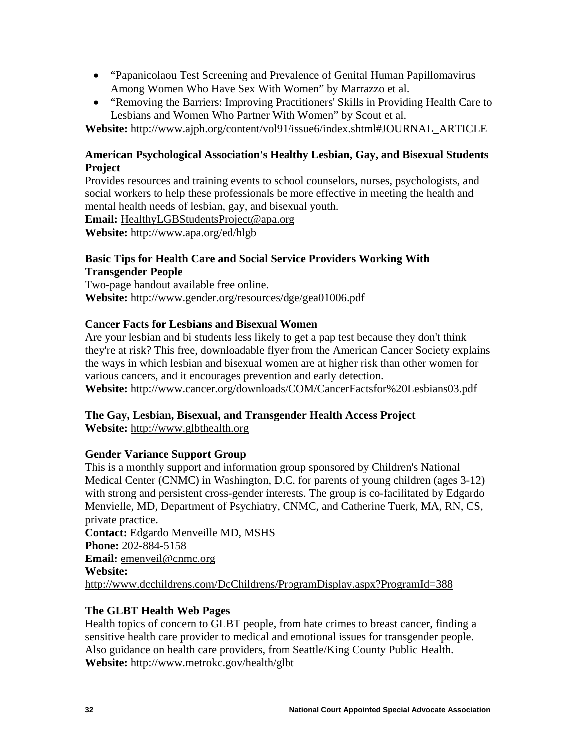- “Papanicolaou Test Screening and Prevalence of Genital Human Papillomavirus Among Women Who Have Sex With Women” by Marrazzo et al.
- “Removing the Barriers: Improving Practitioners' Skills in Providing Health Care to Lesbians and Women Who Partner With Women” by Scout et al.

**Website:** http://www.ajph.org/content/vol91/issue6/index.shtml#JOURNAL_ARTICLE

**American Psychological Association's Healthy Lesbian, Gay, and Bisexual Students Project**

Provides resources and training events to school counselors, nurses, psychologists, and social workers to help these professionals be more effective in meeting the health and mental health needs of lesbian, gay, and bisexual youth.

**Email:** HealthyLGBStudentsProject@apa.org
**Website:** http://www.apa.org/ed/hlgb

**Basic Tips for Health Care and Social Service Providers Working With Transgender People**

Two-page handout available free online.
**Website:** http://www.gender.org/resources/dge/gea01006.pdf

**Cancer Facts for Lesbians and Bisexual Women**

Are your lesbian and bi students less likely to get a pap test because they don't think they're at risk? This free, downloadable flyer from the American Cancer Society explains the ways in which lesbian and bisexual women are at higher risk than other women for various cancers, and it encourages prevention and early detection.
**Website:** http://www.cancer.org/downloads/COM/CancerFactsfor%20Lesbians03.pdf

**The Gay, Lesbian, Bisexual, and Transgender Health Access Project**
**Website:** http://www.glbthealth.org

**Gender Variance Support Group**

This is a monthly support and information group sponsored by Children's National Medical Center (CNMC) in Washington, D.C. for parents of young children (ages 3-12) with strong and persistent cross-gender interests. The group is co-facilitated by Edgardo Menvielle, MD, Department of Psychiatry, CNMC, and Catherine Tuerk, MA, RN, CS, private practice.

**Contact:** Edgardo Menveille MD, MSHS
**Phone:** 202-884-5158
**Email:** emenveil@cnmc.org
**Website:**
http://www.dcchildrens.com/DcChildrens/ProgramDisplay.aspx?ProgramId=388

**The GLBT Health Web Pages**

Health topics of concern to GLBT people, from hate crimes to breast cancer, finding a sensitive health care provider to medical and emotional issues for transgender people. Also guidance on health care providers, from Seattle/King County Public Health.
**Website:** http://www.metrokc.gov/health/glbt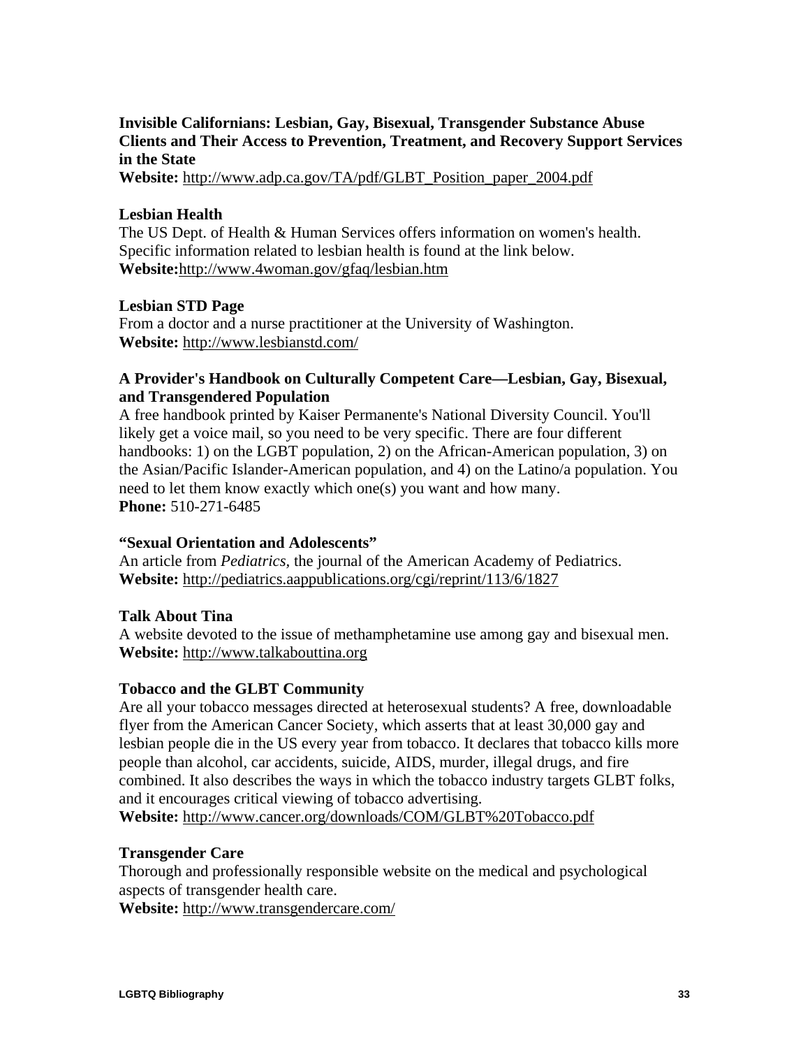**Invisible Californians: Lesbian, Gay, Bisexual, Transgender Substance Abuse Clients and Their Access to Prevention, Treatment, and Recovery Support Services in the State**
**Website:** http://www.adp.ca.gov/TA/pdf/GLBT_Position_paper_2004.pdf

**Lesbian Health**
The US Dept. of Health & Human Services offers information on women's health. Specific information related to lesbian health is found at the link below.
**Website:**http://www.4woman.gov/gfaq/lesbian.htm

**Lesbian STD Page**
From a doctor and a nurse practitioner at the University of Washington.
**Website:** http://www.lesbianstd.com/

**A Provider's Handbook on Culturally Competent Care—Lesbian, Gay, Bisexual, and Transgendered Population**
A free handbook printed by Kaiser Permanente's National Diversity Council. You'll likely get a voice mail, so you need to be very specific. There are four different handbooks: 1) on the LGBT population, 2) on the African-American population, 3) on the Asian/Pacific Islander-American population, and 4) on the Latino/a population. You need to let them know exactly which one(s) you want and how many.
**Phone:** 510-271-6485

**"Sexual Orientation and Adolescents"**
An article from *Pediatrics*, the journal of the American Academy of Pediatrics.
**Website:** http://pediatrics.aappublications.org/cgi/reprint/113/6/1827

**Talk About Tina**
A website devoted to the issue of methamphetamine use among gay and bisexual men.
**Website:** http://www.talkabouttina.org

**Tobacco and the GLBT Community**
Are all your tobacco messages directed at heterosexual students? A free, downloadable flyer from the American Cancer Society, which asserts that at least 30,000 gay and lesbian people die in the US every year from tobacco. It declares that tobacco kills more people than alcohol, car accidents, suicide, AIDS, murder, illegal drugs, and fire combined. It also describes the ways in which the tobacco industry targets GLBT folks, and it encourages critical viewing of tobacco advertising.
**Website:** http://www.cancer.org/downloads/COM/GLBT%20Tobacco.pdf

**Transgender Care**
Thorough and professionally responsible website on the medical and psychological aspects of transgender health care.
**Website:** http://www.transgendercare.com/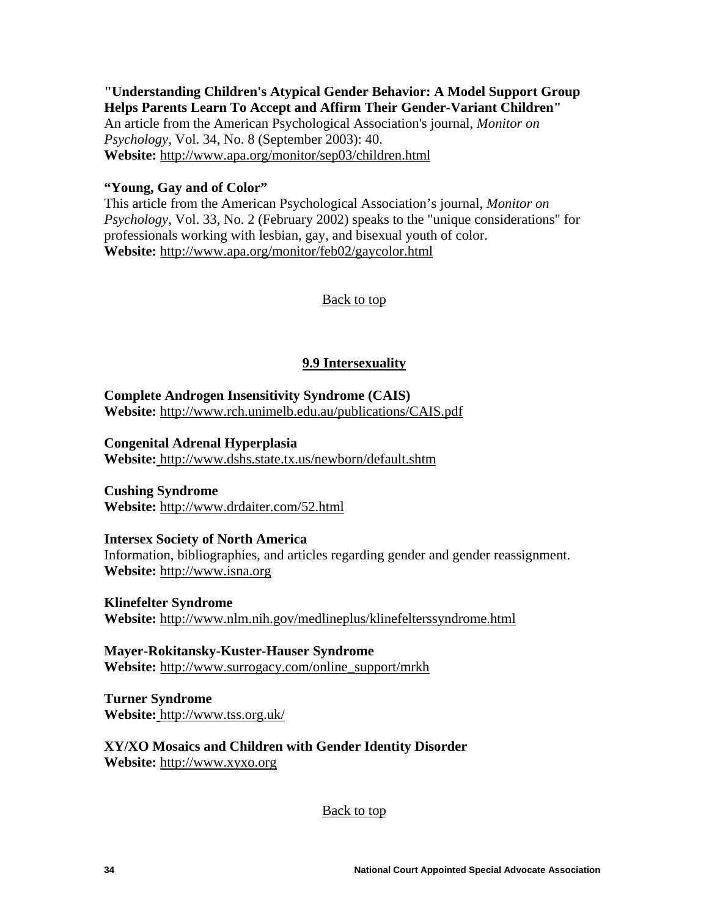**"Understanding Children's Atypical Gender Behavior: A Model Support Group Helps Parents Learn To Accept and Affirm Their Gender-Variant Children"**
An article from the American Psychological Association's journal, *Monitor on Psychology*, Vol. 34, No. 8 (September 2003): 40.
**Website:** http://www.apa.org/monitor/sep03/children.html

**"Young, Gay and of Color"**
This article from the American Psychological Association's journal, *Monitor on Psychology*, Vol. 33, No. 2 (February 2002) speaks to the "unique considerations" for professionals working with lesbian, gay, and bisexual youth of color.
**Website:** http://www.apa.org/monitor/feb02/gaycolor.html

Back to top

## 9.9 Intersexuality

**Complete Androgen Insensitivity Syndrome (CAIS)**
**Website:** http://www.rch.unimelb.edu.au/publications/CAIS.pdf

**Congenital Adrenal Hyperplasia**
**Website:** http://www.dshs.state.tx.us/newborn/default.shtm

**Cushing Syndrome**
**Website:** http://www.drdaiter.com/52.html

**Intersex Society of North America**
Information, bibliographies, and articles regarding gender and gender reassignment.
**Website:** http://www.isna.org

**Klinefelter Syndrome**
**Website:** http://www.nlm.nih.gov/medlineplus/klinefelterssyndrome.html

**Mayer-Rokitansky-Kuster-Hauser Syndrome**
**Website:** http://www.surrogacy.com/online_support/mrkh

**Turner Syndrome**
**Website:** http://www.tss.org.uk/

**XY/XO Mosaics and Children with Gender Identity Disorder**
**Website:** http://www.xyxo.org

Back to top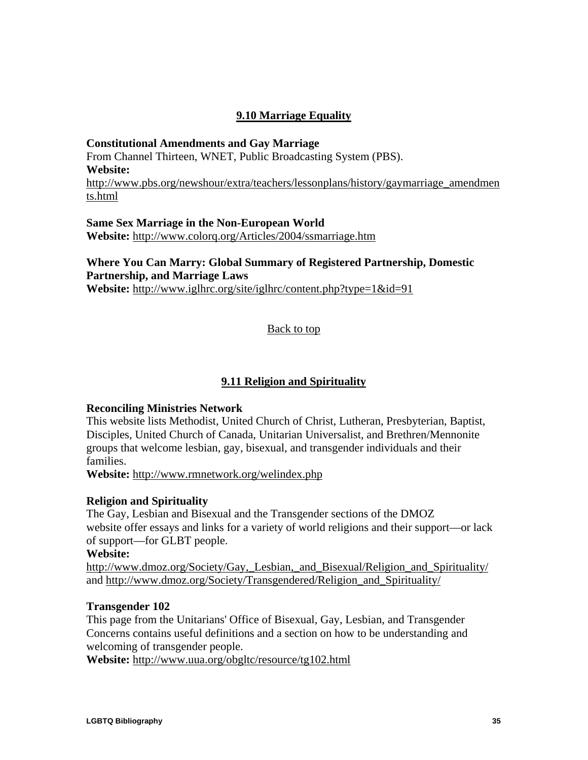## 9.10 Marriage Equality

**Constitutional Amendments and Gay Marriage**
From Channel Thirteen, WNET, Public Broadcasting System (PBS).
**Website:**
http://www.pbs.org/newshour/extra/teachers/lessonplans/history/gaymarriage_amendments.html

**Same Sex Marriage in the Non-European World**
**Website:** http://www.colorq.org/Articles/2004/ssmarriage.htm

**Where You Can Marry: Global Summary of Registered Partnership, Domestic Partnership, and Marriage Laws**
**Website:** http://www.iglhrc.org/site/iglhrc/content.php?type=1&id=91

Back to top

## 9.11 Religion and Spirituality

**Reconciling Ministries Network**
This website lists Methodist, United Church of Christ, Lutheran, Presbyterian, Baptist, Disciples, United Church of Canada, Unitarian Universalist, and Brethren/Mennonite groups that welcome lesbian, gay, bisexual, and transgender individuals and their families.
**Website:** http://www.rmnetwork.org/welindex.php

**Religion and Spirituality**
The Gay, Lesbian and Bisexual and the Transgender sections of the DMOZ website offer essays and links for a variety of world religions and their support—or lack of support—for GLBT people.
**Website:**
http://www.dmoz.org/Society/Gay,_Lesbian,_and_Bisexual/Religion_and_Spirituality/ and http://www.dmoz.org/Society/Transgendered/Religion_and_Spirituality/

**Transgender 102**
This page from the Unitarians' Office of Bisexual, Gay, Lesbian, and Transgender Concerns contains useful definitions and a section on how to be understanding and welcoming of transgender people.
**Website:** http://www.uua.org/obgltc/resource/tg102.html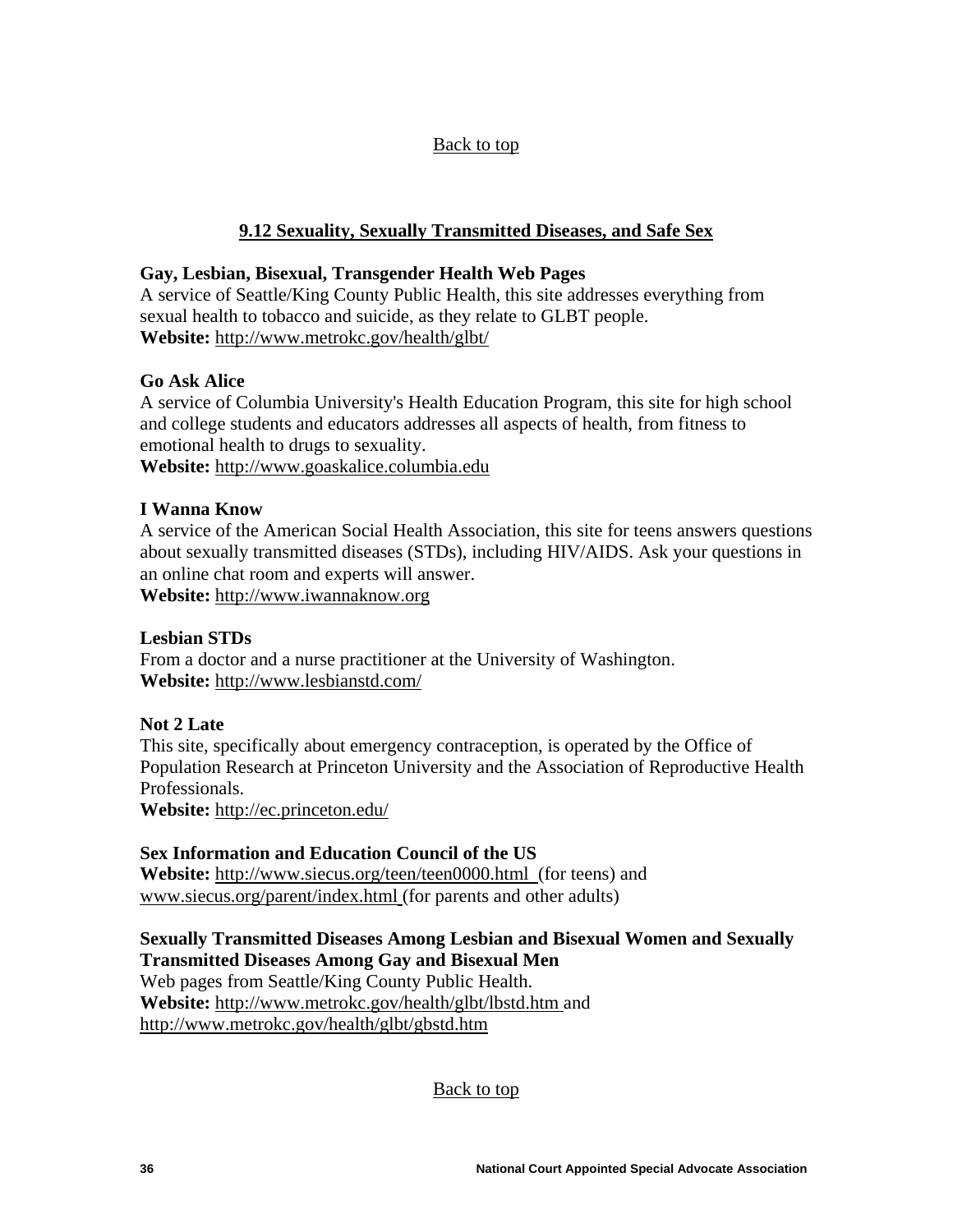Back to top

## 9.12 Sexuality, Sexually Transmitted Diseases, and Safe Sex

**Gay, Lesbian, Bisexual, Transgender Health Web Pages**
A service of Seattle/King County Public Health, this site addresses everything from sexual health to tobacco and suicide, as they relate to GLBT people.
**Website:** http://www.metrokc.gov/health/glbt/

**Go Ask Alice**
A service of Columbia University's Health Education Program, this site for high school and college students and educators addresses all aspects of health, from fitness to emotional health to drugs to sexuality.
**Website:** http://www.goaskalice.columbia.edu

**I Wanna Know**
A service of the American Social Health Association, this site for teens answers questions about sexually transmitted diseases (STDs), including HIV/AIDS. Ask your questions in an online chat room and experts will answer.
**Website:** http://www.iwannaknow.org

**Lesbian STDs**
From a doctor and a nurse practitioner at the University of Washington.
**Website:** http://www.lesbianstd.com/

**Not 2 Late**
This site, specifically about emergency contraception, is operated by the Office of Population Research at Princeton University and the Association of Reproductive Health Professionals.
**Website:** http://ec.princeton.edu/

**Sex Information and Education Council of the US**
**Website:** http://www.siecus.org/teen/teen0000.html (for teens) and www.siecus.org/parent/index.html (for parents and other adults)

**Sexually Transmitted Diseases Among Lesbian and Bisexual Women and Sexually Transmitted Diseases Among Gay and Bisexual Men**
Web pages from Seattle/King County Public Health.
**Website:** http://www.metrokc.gov/health/glbt/lbstd.htm and http://www.metrokc.gov/health/glbt/gbstd.htm

Back to top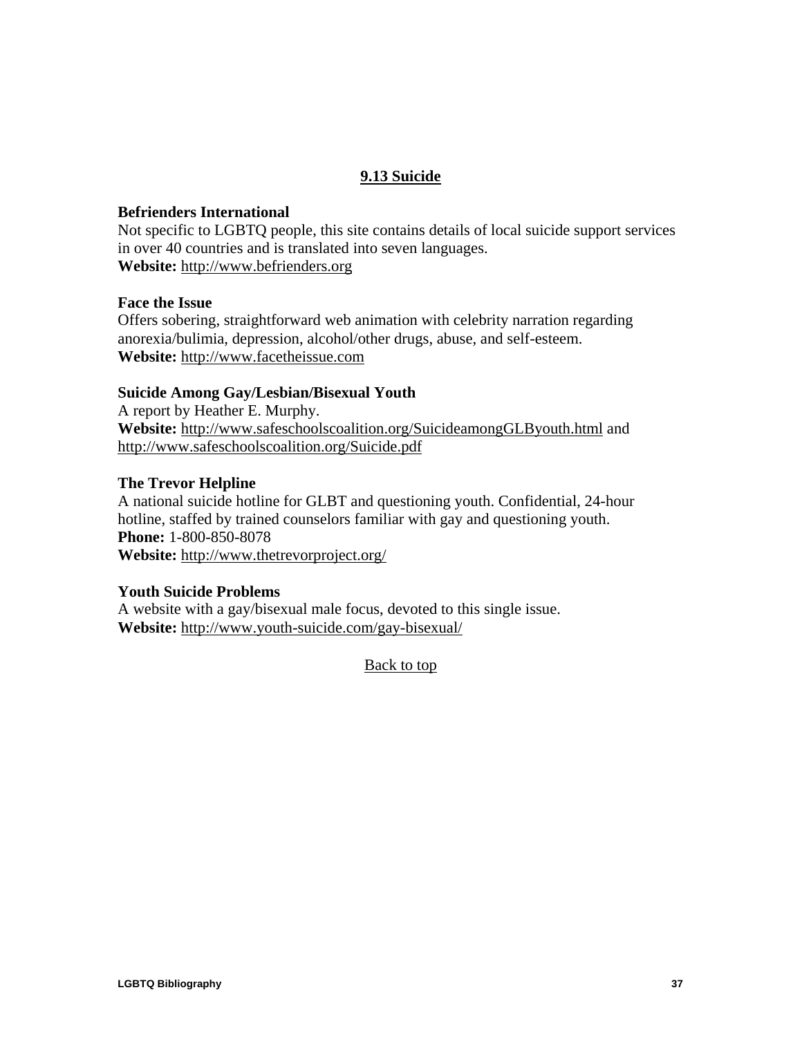## 9.13 Suicide

**Befrienders International**
Not specific to LGBTQ people, this site contains details of local suicide support services in over 40 countries and is translated into seven languages.
**Website:** http://www.befrienders.org

**Face the Issue**
Offers sobering, straightforward web animation with celebrity narration regarding anorexia/bulimia, depression, alcohol/other drugs, abuse, and self-esteem.
**Website:** http://www.facetheissue.com

**Suicide Among Gay/Lesbian/Bisexual Youth**
A report by Heather E. Murphy.
**Website:** http://www.safeschoolscoalition.org/SuicideamongGLByouth.html and http://www.safeschoolscoalition.org/Suicide.pdf

**The Trevor Helpline**
A national suicide hotline for GLBT and questioning youth. Confidential, 24-hour hotline, staffed by trained counselors familiar with gay and questioning youth.
**Phone:** 1-800-850-8078
**Website:** http://www.thetrevorproject.org/

**Youth Suicide Problems**
A website with a gay/bisexual male focus, devoted to this single issue.
**Website:** http://www.youth-suicide.com/gay-bisexual/

Back to top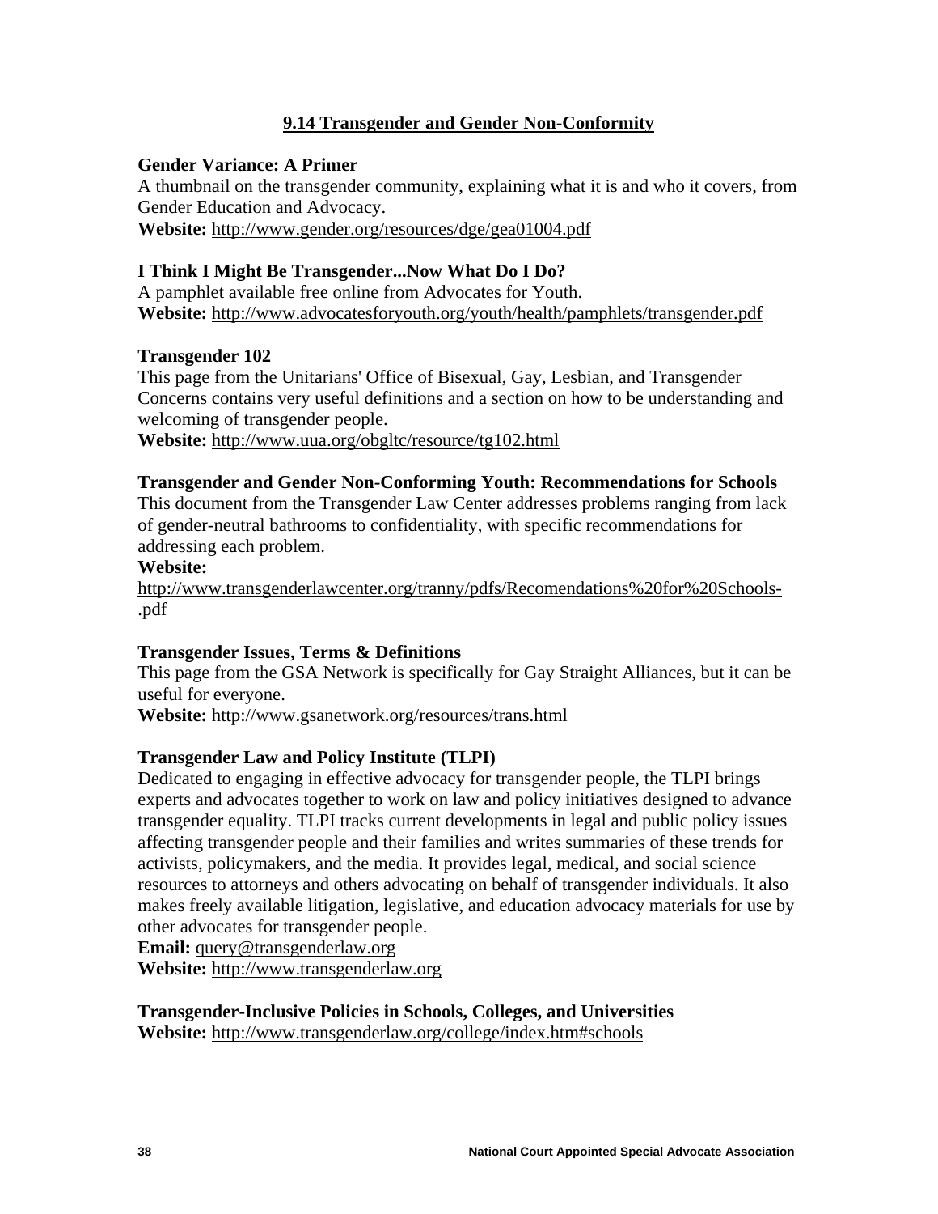## 9.14 Transgender and Gender Non-Conformity

**Gender Variance: A Primer**
A thumbnail on the transgender community, explaining what it is and who it covers, from Gender Education and Advocacy.
**Website:** http://www.gender.org/resources/dge/gea01004.pdf

**I Think I Might Be Transgender...Now What Do I Do?**
A pamphlet available free online from Advocates for Youth.
**Website:** http://www.advocatesforyouth.org/youth/health/pamphlets/transgender.pdf

**Transgender 102**
This page from the Unitarians' Office of Bisexual, Gay, Lesbian, and Transgender Concerns contains very useful definitions and a section on how to be understanding and welcoming of transgender people.
**Website:** http://www.uua.org/obgltc/resource/tg102.html

**Transgender and Gender Non-Conforming Youth: Recommendations for Schools**
This document from the Transgender Law Center addresses problems ranging from lack of gender-neutral bathrooms to confidentiality, with specific recommendations for addressing each problem.
**Website:**
http://www.transgenderlawcenter.org/tranny/pdfs/Recomendations%20for%20Schools-.pdf

**Transgender Issues, Terms & Definitions**
This page from the GSA Network is specifically for Gay Straight Alliances, but it can be useful for everyone.
**Website:** http://www.gsanetwork.org/resources/trans.html

**Transgender Law and Policy Institute (TLPI)**
Dedicated to engaging in effective advocacy for transgender people, the TLPI brings experts and advocates together to work on law and policy initiatives designed to advance transgender equality. TLPI tracks current developments in legal and public policy issues affecting transgender people and their families and writes summaries of these trends for activists, policymakers, and the media. It provides legal, medical, and social science resources to attorneys and others advocating on behalf of transgender individuals. It also makes freely available litigation, legislative, and education advocacy materials for use by other advocates for transgender people.
**Email:** query@transgenderlaw.org
**Website:** http://www.transgenderlaw.org

**Transgender-Inclusive Policies in Schools, Colleges, and Universities**
**Website:** http://www.transgenderlaw.org/college/index.htm#schools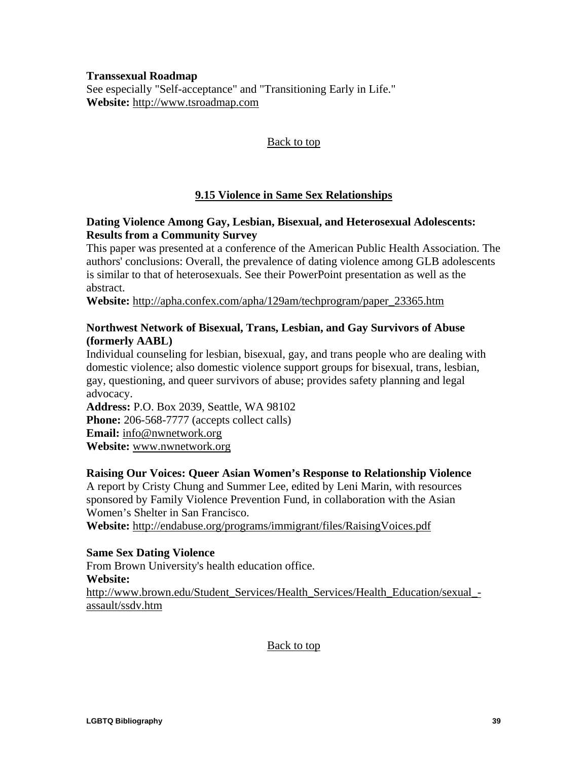**Transsexual Roadmap**
See especially "Self-acceptance" and "Transitioning Early in Life."
**Website:** http://www.tsroadmap.com

Back to top

## 9.15 Violence in Same Sex Relationships

**Dating Violence Among Gay, Lesbian, Bisexual, and Heterosexual Adolescents: Results from a Community Survey**
This paper was presented at a conference of the American Public Health Association. The authors' conclusions: Overall, the prevalence of dating violence among GLB adolescents is similar to that of heterosexuals. See their PowerPoint presentation as well as the abstract.
**Website:** http://apha.confex.com/apha/129am/techprogram/paper_23365.htm

**Northwest Network of Bisexual, Trans, Lesbian, and Gay Survivors of Abuse (formerly AABL)**
Individual counseling for lesbian, bisexual, gay, and trans people who are dealing with domestic violence; also domestic violence support groups for bisexual, trans, lesbian, gay, questioning, and queer survivors of abuse; provides safety planning and legal advocacy.
**Address:** P.O. Box 2039, Seattle, WA 98102
**Phone:** 206-568-7777 (accepts collect calls)
**Email:** info@nwnetwork.org
**Website:** www.nwnetwork.org

**Raising Our Voices: Queer Asian Women's Response to Relationship Violence**
A report by Cristy Chung and Summer Lee, edited by Leni Marin, with resources sponsored by Family Violence Prevention Fund, in collaboration with the Asian Women's Shelter in San Francisco.
**Website:** http://endabuse.org/programs/immigrant/files/RaisingVoices.pdf

**Same Sex Dating Violence**
From Brown University's health education office.
**Website:**
http://www.brown.edu/Student_Services/Health_Services/Health_Education/sexual_-assault/ssdv.htm

Back to top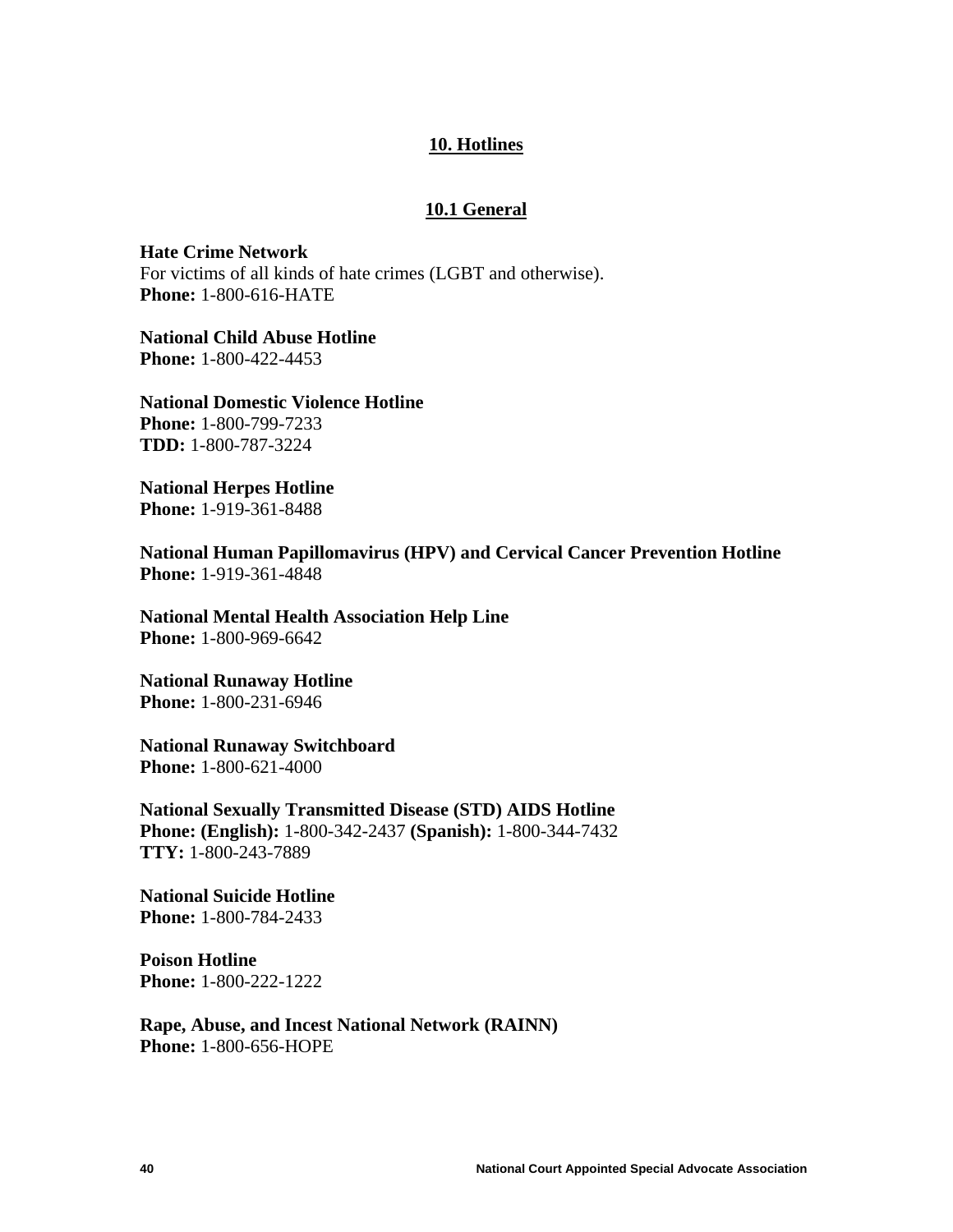# 10. Hotlines

## 10.1 General

**Hate Crime Network**
For victims of all kinds of hate crimes (LGBT and otherwise).
**Phone:** 1-800-616-HATE

**National Child Abuse Hotline**
**Phone:** 1-800-422-4453

**National Domestic Violence Hotline**
**Phone:** 1-800-799-7233
**TDD:** 1-800-787-3224

**National Herpes Hotline**
**Phone:** 1-919-361-8488

**National Human Papillomavirus (HPV) and Cervical Cancer Prevention Hotline**
**Phone:** 1-919-361-4848

**National Mental Health Association Help Line**
**Phone:** 1-800-969-6642

**National Runaway Hotline**
**Phone:** 1-800-231-6946

**National Runaway Switchboard**
**Phone:** 1-800-621-4000

**National Sexually Transmitted Disease (STD) AIDS Hotline**
**Phone: (English):** 1-800-342-2437 **(Spanish):** 1-800-344-7432
**TTY:** 1-800-243-7889

**National Suicide Hotline**
**Phone:** 1-800-784-2433

**Poison Hotline**
**Phone:** 1-800-222-1222

**Rape, Abuse, and Incest National Network (RAINN)**
**Phone:** 1-800-656-HOPE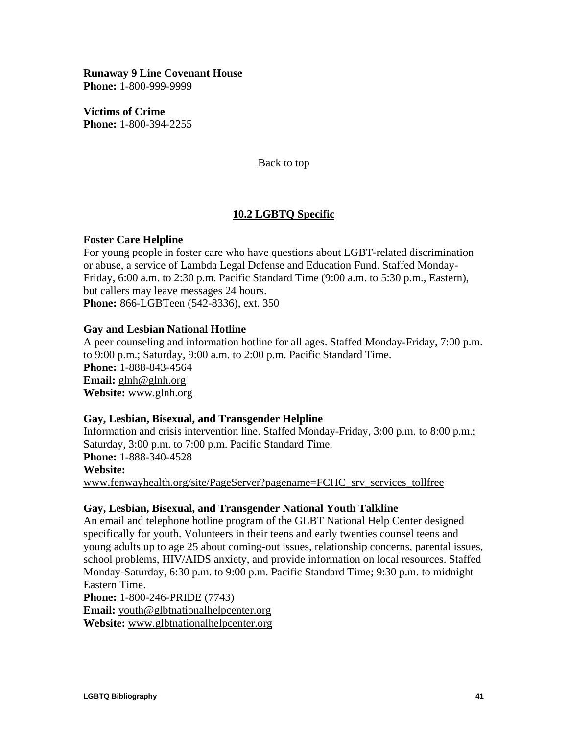**Runaway 9 Line Covenant House**
**Phone:** 1-800-999-9999

**Victims of Crime**
**Phone:** 1-800-394-2255

Back to top

## 10.2 LGBTQ Specific

**Foster Care Helpline**
For young people in foster care who have questions about LGBT-related discrimination or abuse, a service of Lambda Legal Defense and Education Fund. Staffed Monday-Friday, 6:00 a.m. to 2:30 p.m. Pacific Standard Time (9:00 a.m. to 5:30 p.m., Eastern), but callers may leave messages 24 hours.
**Phone:** 866-LGBTeen (542-8336), ext. 350

**Gay and Lesbian National Hotline**
A peer counseling and information hotline for all ages. Staffed Monday-Friday, 7:00 p.m. to 9:00 p.m.; Saturday, 9:00 a.m. to 2:00 p.m. Pacific Standard Time.
**Phone:** 1-888-843-4564
**Email:** glnh@glnh.org
**Website:** www.glnh.org

**Gay, Lesbian, Bisexual, and Transgender Helpline**
Information and crisis intervention line. Staffed Monday-Friday, 3:00 p.m. to 8:00 p.m.; Saturday, 3:00 p.m. to 7:00 p.m. Pacific Standard Time.
**Phone:** 1-888-340-4528
**Website:**
www.fenwayhealth.org/site/PageServer?pagename=FCHC_srv_services_tollfree

**Gay, Lesbian, Bisexual, and Transgender National Youth Talkline**
An email and telephone hotline program of the GLBT National Help Center designed specifically for youth. Volunteers in their teens and early twenties counsel teens and young adults up to age 25 about coming-out issues, relationship concerns, parental issues, school problems, HIV/AIDS anxiety, and provide information on local resources. Staffed Monday-Saturday, 6:30 p.m. to 9:00 p.m. Pacific Standard Time; 9:30 p.m. to midnight Eastern Time.
**Phone:** 1-800-246-PRIDE (7743)
**Email:** youth@glbtnationalhelpcenter.org
**Website:** www.glbtnationalhelpcenter.org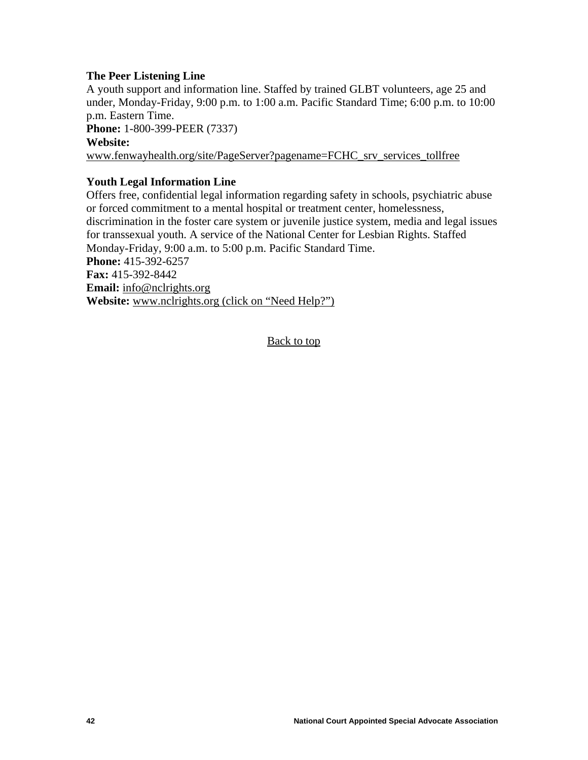**The Peer Listening Line**

A youth support and information line. Staffed by trained GLBT volunteers, age 25 and under, Monday-Friday, 9:00 p.m. to 1:00 a.m. Pacific Standard Time; 6:00 p.m. to 10:00 p.m. Eastern Time.

**Phone:** 1-800-399-PEER (7337)

**Website:**
www.fenwayhealth.org/site/PageServer?pagename=FCHC_srv_services_tollfree

**Youth Legal Information Line**

Offers free, confidential legal information regarding safety in schools, psychiatric abuse or forced commitment to a mental hospital or treatment center, homelessness, discrimination in the foster care system or juvenile justice system, media and legal issues for transsexual youth. A service of the National Center for Lesbian Rights. Staffed Monday-Friday, 9:00 a.m. to 5:00 p.m. Pacific Standard Time.

**Phone:** 415-392-6257
**Fax:** 415-392-8442
**Email:** info@nclrights.org
**Website:** www.nclrights.org (click on "Need Help?")

Back to top